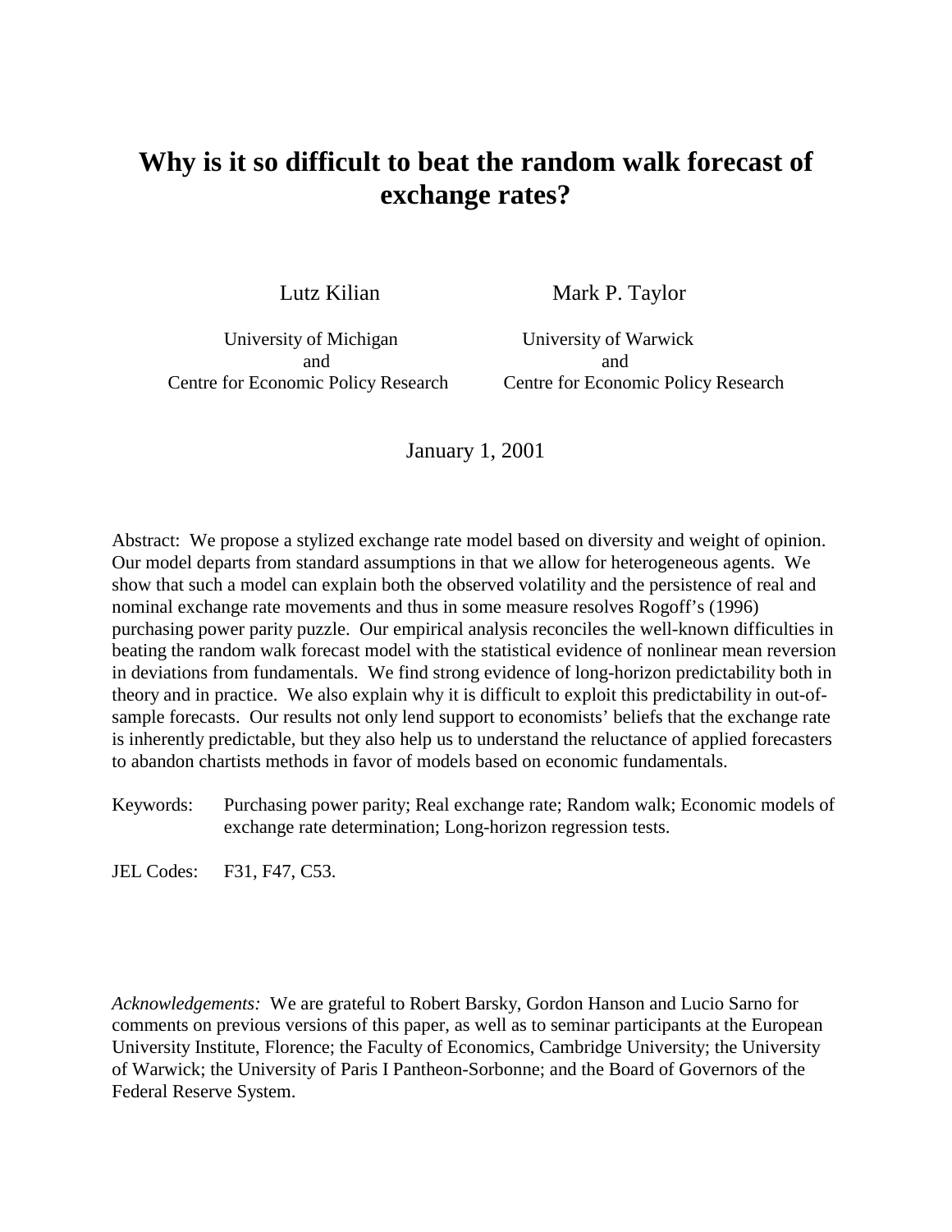# Why is it so difficult to beat the random walk forecast of exchange rates?

Lutz Kilian

University of Michigan
and
Centre for Economic Policy Research

Mark P. Taylor

University of Warwick
and
Centre for Economic Policy Research

January 1, 2001

Abstract: We propose a stylized exchange rate model based on diversity and weight of opinion. Our model departs from standard assumptions in that we allow for heterogeneous agents. We show that such a model can explain both the observed volatility and the persistence of real and nominal exchange rate movements and thus in some measure resolves Rogoff's (1996) purchasing power parity puzzle. Our empirical analysis reconciles the well-known difficulties in beating the random walk forecast model with the statistical evidence of nonlinear mean reversion in deviations from fundamentals. We find strong evidence of long-horizon predictability both in theory and in practice. We also explain why it is difficult to exploit this predictability in out-of-sample forecasts. Our results not only lend support to economists' beliefs that the exchange rate is inherently predictable, but they also help us to understand the reluctance of applied forecasters to abandon chartists methods in favor of models based on economic fundamentals.

Keywords: Purchasing power parity; Real exchange rate; Random walk; Economic models of exchange rate determination; Long-horizon regression tests.

JEL Codes: F31, F47, C53.

*Acknowledgements:* We are grateful to Robert Barsky, Gordon Hanson and Lucio Sarno for comments on previous versions of this paper, as well as to seminar participants at the European University Institute, Florence; the Faculty of Economics, Cambridge University; the University of Warwick; the University of Paris I Pantheon-Sorbonne; and the Board of Governors of the Federal Reserve System.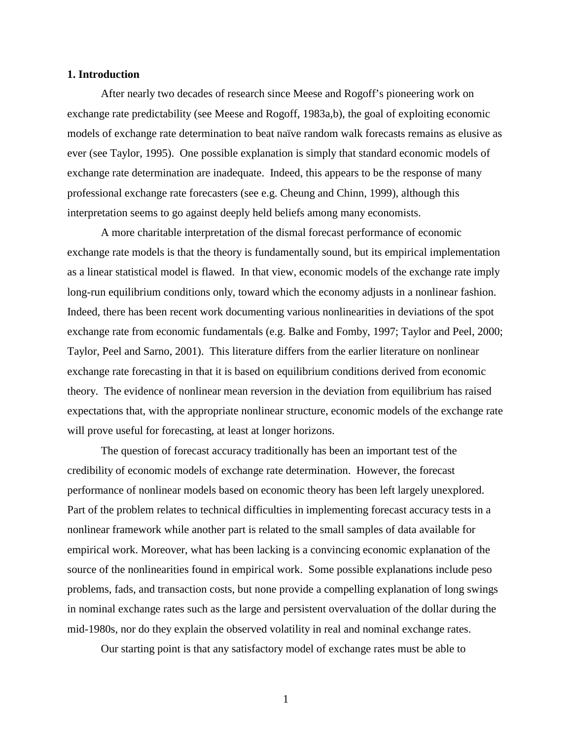## 1. Introduction

After nearly two decades of research since Meese and Rogoff's pioneering work on exchange rate predictability (see Meese and Rogoff, 1983a,b), the goal of exploiting economic models of exchange rate determination to beat naïve random walk forecasts remains as elusive as ever (see Taylor, 1995). One possible explanation is simply that standard economic models of exchange rate determination are inadequate. Indeed, this appears to be the response of many professional exchange rate forecasters (see e.g. Cheung and Chinn, 1999), although this interpretation seems to go against deeply held beliefs among many economists.

A more charitable interpretation of the dismal forecast performance of economic exchange rate models is that the theory is fundamentally sound, but its empirical implementation as a linear statistical model is flawed. In that view, economic models of the exchange rate imply long-run equilibrium conditions only, toward which the economy adjusts in a nonlinear fashion. Indeed, there has been recent work documenting various nonlinearities in deviations of the spot exchange rate from economic fundamentals (e.g. Balke and Fomby, 1997; Taylor and Peel, 2000; Taylor, Peel and Sarno, 2001). This literature differs from the earlier literature on nonlinear exchange rate forecasting in that it is based on equilibrium conditions derived from economic theory. The evidence of nonlinear mean reversion in the deviation from equilibrium has raised expectations that, with the appropriate nonlinear structure, economic models of the exchange rate will prove useful for forecasting, at least at longer horizons.

The question of forecast accuracy traditionally has been an important test of the credibility of economic models of exchange rate determination. However, the forecast performance of nonlinear models based on economic theory has been left largely unexplored. Part of the problem relates to technical difficulties in implementing forecast accuracy tests in a nonlinear framework while another part is related to the small samples of data available for empirical work. Moreover, what has been lacking is a convincing economic explanation of the source of the nonlinearities found in empirical work. Some possible explanations include peso problems, fads, and transaction costs, but none provide a compelling explanation of long swings in nominal exchange rates such as the large and persistent overvaluation of the dollar during the mid-1980s, nor do they explain the observed volatility in real and nominal exchange rates.

Our starting point is that any satisfactory model of exchange rates must be able to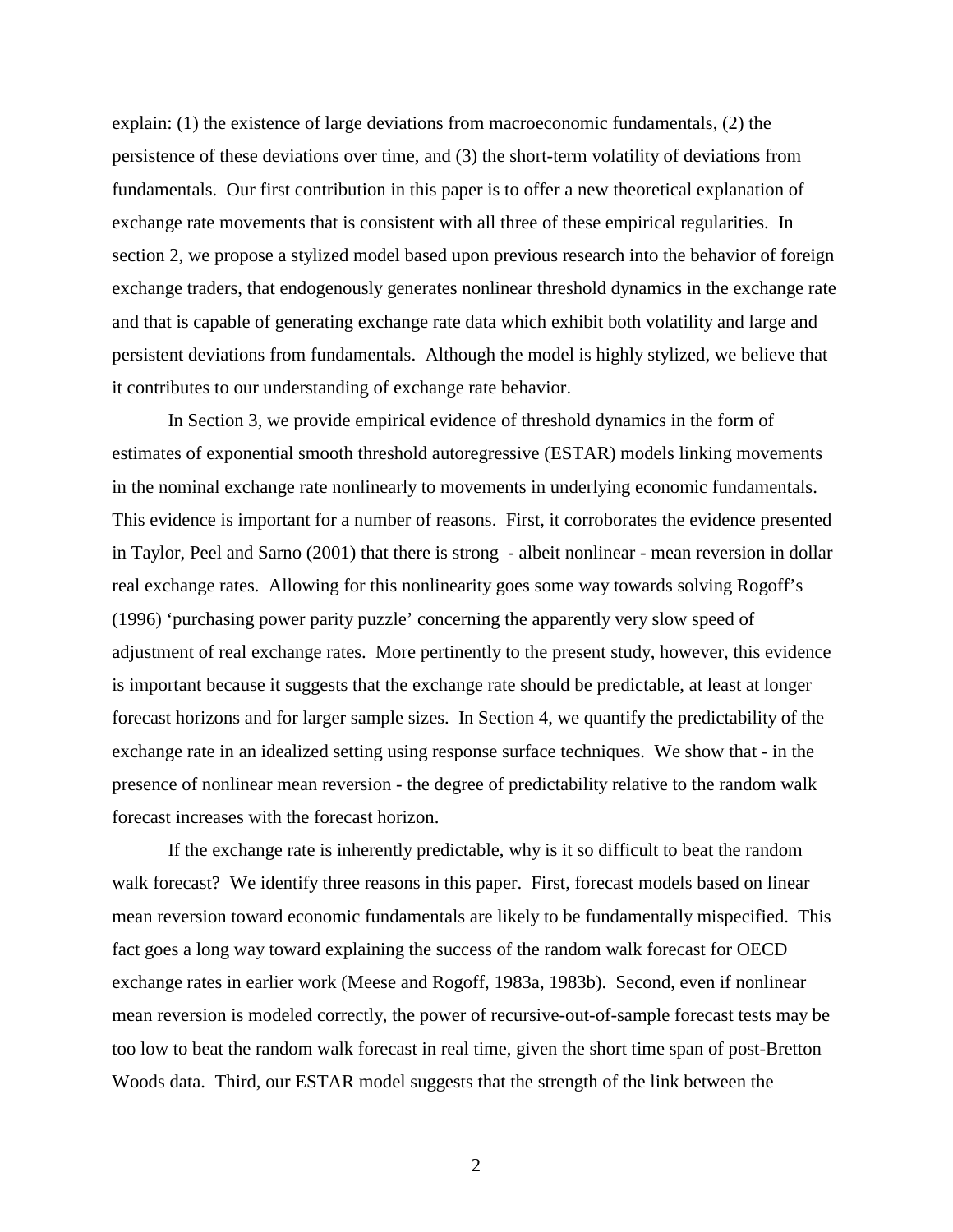explain: (1) the existence of large deviations from macroeconomic fundamentals, (2) the persistence of these deviations over time, and (3) the short-term volatility of deviations from fundamentals. Our first contribution in this paper is to offer a new theoretical explanation of exchange rate movements that is consistent with all three of these empirical regularities. In section 2, we propose a stylized model based upon previous research into the behavior of foreign exchange traders, that endogenously generates nonlinear threshold dynamics in the exchange rate and that is capable of generating exchange rate data which exhibit both volatility and large and persistent deviations from fundamentals. Although the model is highly stylized, we believe that it contributes to our understanding of exchange rate behavior.

In Section 3, we provide empirical evidence of threshold dynamics in the form of estimates of exponential smooth threshold autoregressive (ESTAR) models linking movements in the nominal exchange rate nonlinearly to movements in underlying economic fundamentals. This evidence is important for a number of reasons. First, it corroborates the evidence presented in Taylor, Peel and Sarno (2001) that there is strong - albeit nonlinear - mean reversion in dollar real exchange rates. Allowing for this nonlinearity goes some way towards solving Rogoff's (1996) 'purchasing power parity puzzle' concerning the apparently very slow speed of adjustment of real exchange rates. More pertinently to the present study, however, this evidence is important because it suggests that the exchange rate should be predictable, at least at longer forecast horizons and for larger sample sizes. In Section 4, we quantify the predictability of the exchange rate in an idealized setting using response surface techniques. We show that - in the presence of nonlinear mean reversion - the degree of predictability relative to the random walk forecast increases with the forecast horizon.

If the exchange rate is inherently predictable, why is it so difficult to beat the random walk forecast? We identify three reasons in this paper. First, forecast models based on linear mean reversion toward economic fundamentals are likely to be fundamentally mispecified. This fact goes a long way toward explaining the success of the random walk forecast for OECD exchange rates in earlier work (Meese and Rogoff, 1983a, 1983b). Second, even if nonlinear mean reversion is modeled correctly, the power of recursive-out-of-sample forecast tests may be too low to beat the random walk forecast in real time, given the short time span of post-Bretton Woods data. Third, our ESTAR model suggests that the strength of the link between the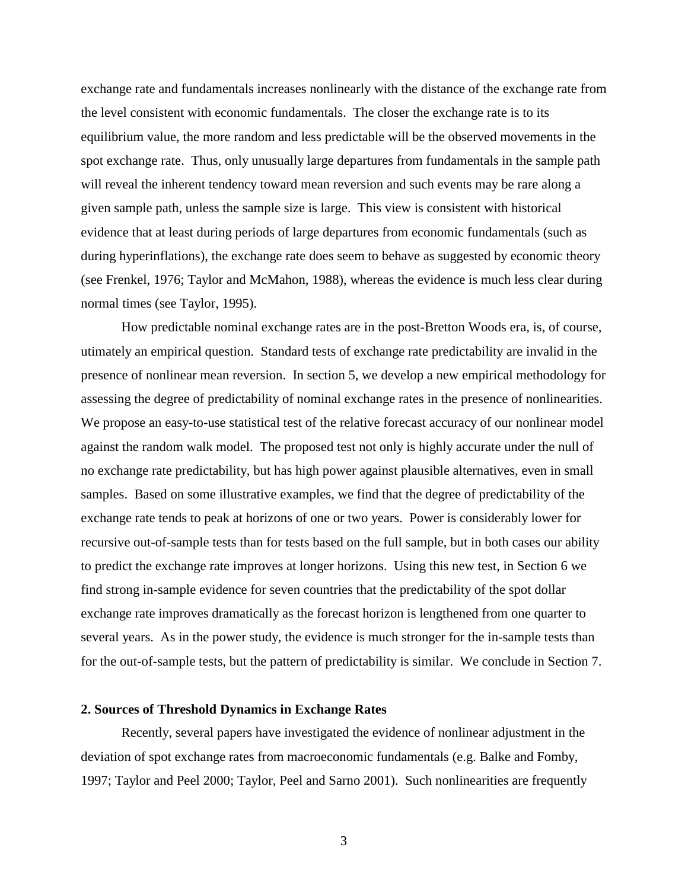exchange rate and fundamentals increases nonlinearly with the distance of the exchange rate from the level consistent with economic fundamentals. The closer the exchange rate is to its equilibrium value, the more random and less predictable will be the observed movements in the spot exchange rate. Thus, only unusually large departures from fundamentals in the sample path will reveal the inherent tendency toward mean reversion and such events may be rare along a given sample path, unless the sample size is large. This view is consistent with historical evidence that at least during periods of large departures from economic fundamentals (such as during hyperinflations), the exchange rate does seem to behave as suggested by economic theory (see Frenkel, 1976; Taylor and McMahon, 1988), whereas the evidence is much less clear during normal times (see Taylor, 1995).

How predictable nominal exchange rates are in the post-Bretton Woods era, is, of course, utimately an empirical question. Standard tests of exchange rate predictability are invalid in the presence of nonlinear mean reversion. In section 5, we develop a new empirical methodology for assessing the degree of predictability of nominal exchange rates in the presence of nonlinearities. We propose an easy-to-use statistical test of the relative forecast accuracy of our nonlinear model against the random walk model. The proposed test not only is highly accurate under the null of no exchange rate predictability, but has high power against plausible alternatives, even in small samples. Based on some illustrative examples, we find that the degree of predictability of the exchange rate tends to peak at horizons of one or two years. Power is considerably lower for recursive out-of-sample tests than for tests based on the full sample, but in both cases our ability to predict the exchange rate improves at longer horizons. Using this new test, in Section 6 we find strong in-sample evidence for seven countries that the predictability of the spot dollar exchange rate improves dramatically as the forecast horizon is lengthened from one quarter to several years. As in the power study, the evidence is much stronger for the in-sample tests than for the out-of-sample tests, but the pattern of predictability is similar. We conclude in Section 7.

## 2. Sources of Threshold Dynamics in Exchange Rates

Recently, several papers have investigated the evidence of nonlinear adjustment in the deviation of spot exchange rates from macroeconomic fundamentals (e.g. Balke and Fomby, 1997; Taylor and Peel 2000; Taylor, Peel and Sarno 2001). Such nonlinearities are frequently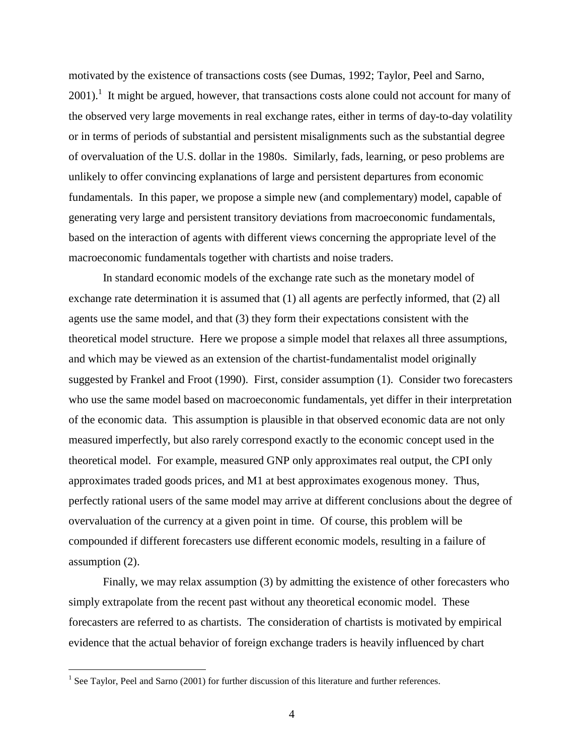motivated by the existence of transactions costs (see Dumas, 1992; Taylor, Peel and Sarno, 2001).[1] It might be argued, however, that transactions costs alone could not account for many of the observed very large movements in real exchange rates, either in terms of day-to-day volatility or in terms of periods of substantial and persistent misalignments such as the substantial degree of overvaluation of the U.S. dollar in the 1980s. Similarly, fads, learning, or peso problems are unlikely to offer convincing explanations of large and persistent departures from economic fundamentals. In this paper, we propose a simple new (and complementary) model, capable of generating very large and persistent transitory deviations from macroeconomic fundamentals, based on the interaction of agents with different views concerning the appropriate level of the macroeconomic fundamentals together with chartists and noise traders.

In standard economic models of the exchange rate such as the monetary model of exchange rate determination it is assumed that (1) all agents are perfectly informed, that (2) all agents use the same model, and that (3) they form their expectations consistent with the theoretical model structure. Here we propose a simple model that relaxes all three assumptions, and which may be viewed as an extension of the chartist-fundamentalist model originally suggested by Frankel and Froot (1990). First, consider assumption (1). Consider two forecasters who use the same model based on macroeconomic fundamentals, yet differ in their interpretation of the economic data. This assumption is plausible in that observed economic data are not only measured imperfectly, but also rarely correspond exactly to the economic concept used in the theoretical model. For example, measured GNP only approximates real output, the CPI only approximates traded goods prices, and M1 at best approximates exogenous money. Thus, perfectly rational users of the same model may arrive at different conclusions about the degree of overvaluation of the currency at a given point in time. Of course, this problem will be compounded if different forecasters use different economic models, resulting in a failure of assumption (2).

Finally, we may relax assumption (3) by admitting the existence of other forecasters who simply extrapolate from the recent past without any theoretical economic model. These forecasters are referred to as chartists. The consideration of chartists is motivated by empirical evidence that the actual behavior of foreign exchange traders is heavily influenced by chart

[1] See Taylor, Peel and Sarno (2001) for further discussion of this literature and further references.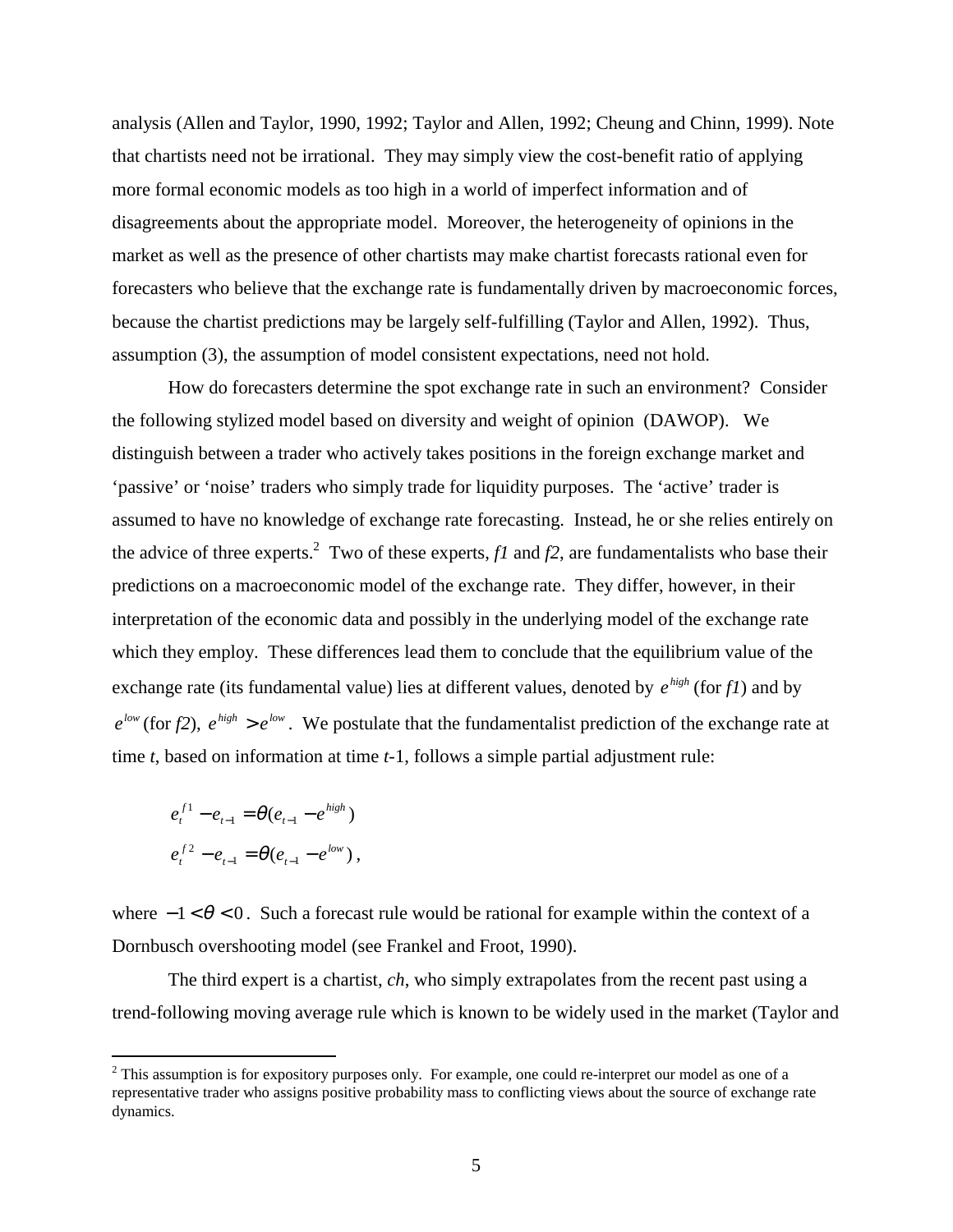analysis (Allen and Taylor, 1990, 1992; Taylor and Allen, 1992; Cheung and Chinn, 1999). Note that chartists need not be irrational. They may simply view the cost-benefit ratio of applying more formal economic models as too high in a world of imperfect information and of disagreements about the appropriate model. Moreover, the heterogeneity of opinions in the market as well as the presence of other chartists may make chartist forecasts rational even for forecasters who believe that the exchange rate is fundamentally driven by macroeconomic forces, because the chartist predictions may be largely self-fulfilling (Taylor and Allen, 1992). Thus, assumption (3), the assumption of model consistent expectations, need not hold.

How do forecasters determine the spot exchange rate in such an environment? Consider the following stylized model based on diversity and weight of opinion (DAWOP). We distinguish between a trader who actively takes positions in the foreign exchange market and 'passive' or 'noise' traders who simply trade for liquidity purposes. The 'active' trader is assumed to have no knowledge of exchange rate forecasting. Instead, he or she relies entirely on the advice of three experts.[2] Two of these experts, *f1* and *f2*, are fundamentalists who base their predictions on a macroeconomic model of the exchange rate. They differ, however, in their interpretation of the economic data and possibly in the underlying model of the exchange rate which they employ. These differences lead them to conclude that the equilibrium value of the exchange rate (its fundamental value) lies at different values, denoted by $e^{high}$ (for *f1*) and by $e^{low}$ (for *f2*), $e^{high} > e^{low}$. We postulate that the fundamentalist prediction of the exchange rate at time *t*, based on information at time *t*-1, follows a simple partial adjustment rule:

$$e_t^{f1} - e_{t-1} = \theta(e_{t-1} - e^{high})$$
$$e_t^{f2} - e_{t-1} = \theta(e_{t-1} - e^{low}),$$

where $-1 < \theta < 0$. Such a forecast rule would be rational for example within the context of a Dornbusch overshooting model (see Frankel and Froot, 1990).

The third expert is a chartist, *ch*, who simply extrapolates from the recent past using a trend-following moving average rule which is known to be widely used in the market (Taylor and

[2] This assumption is for expository purposes only. For example, one could re-interpret our model as one of a representative trader who assigns positive probability mass to conflicting views about the source of exchange rate dynamics.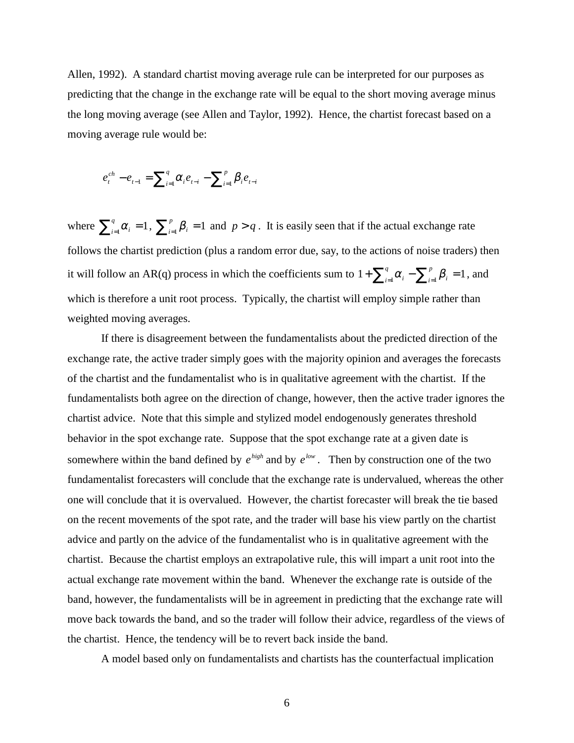Allen, 1992). A standard chartist moving average rule can be interpreted for our purposes as predicting that the change in the exchange rate will be equal to the short moving average minus the long moving average (see Allen and Taylor, 1992). Hence, the chartist forecast based on a moving average rule would be:

$$e_t^{ch} - e_{t-1} = \sum_{i=1}^{q} \alpha_i e_{t-i} - \sum_{i=1}^{p} \beta_i e_{t-i}$$

where $\sum_{i=1}^{q} \alpha_i = 1$, $\sum_{i=1}^{p} \beta_i = 1$ and $p > q$. It is easily seen that if the actual exchange rate follows the chartist prediction (plus a random error due, say, to the actions of noise traders) then it will follow an AR(q) process in which the coefficients sum to $1 + \sum_{i=1}^{q} \alpha_i - \sum_{i=1}^{p} \beta_i = 1$, and which is therefore a unit root process. Typically, the chartist will employ simple rather than weighted moving averages.

If there is disagreement between the fundamentalists about the predicted direction of the exchange rate, the active trader simply goes with the majority opinion and averages the forecasts of the chartist and the fundamentalist who is in qualitative agreement with the chartist. If the fundamentalists both agree on the direction of change, however, then the active trader ignores the chartist advice. Note that this simple and stylized model endogenously generates threshold behavior in the spot exchange rate. Suppose that the spot exchange rate at a given date is somewhere within the band defined by $e^{high}$ and by $e^{low}$. Then by construction one of the two fundamentalist forecasters will conclude that the exchange rate is undervalued, whereas the other one will conclude that it is overvalued. However, the chartist forecaster will break the tie based on the recent movements of the spot rate, and the trader will base his view partly on the chartist advice and partly on the advice of the fundamentalist who is in qualitative agreement with the chartist. Because the chartist employs an extrapolative rule, this will impart a unit root into the actual exchange rate movement within the band. Whenever the exchange rate is outside of the band, however, the fundamentalists will be in agreement in predicting that the exchange rate will move back towards the band, and so the trader will follow their advice, regardless of the views of the chartist. Hence, the tendency will be to revert back inside the band.

A model based only on fundamentalists and chartists has the counterfactual implication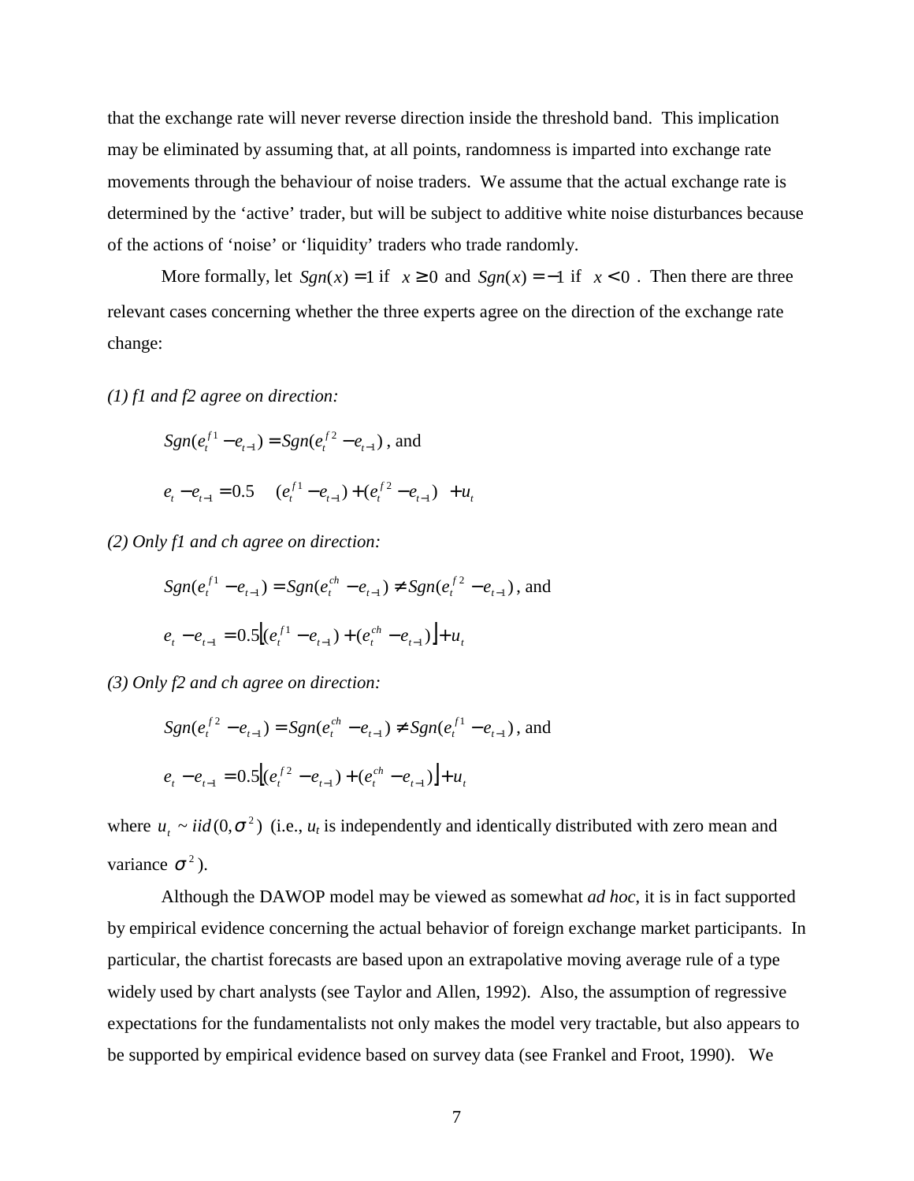that the exchange rate will never reverse direction inside the threshold band. This implication may be eliminated by assuming that, at all points, randomness is imparted into exchange rate movements through the behaviour of noise traders. We assume that the actual exchange rate is determined by the 'active' trader, but will be subject to additive white noise disturbances because of the actions of 'noise' or 'liquidity' traders who trade randomly.

More formally, let $Sgn(x) = 1$ if $x \geq 0$ and $Sgn(x) = -1$ if $x < 0$. Then there are three relevant cases concerning whether the three experts agree on the direction of the exchange rate change:

*(1) f1 and f2 agree on direction:*

$$Sgn(e_t^{f1} - e_{t-1}) = Sgn(e_t^{f2} - e_{t-1}) \text{, and}$$

$$e_t - e_{t-1} = 0.5\left[(e_t^{f1} - e_{t-1}) + (e_t^{f2} - e_{t-1})\right] + u_t$$

*(2) Only f1 and ch agree on direction:*

$$Sgn(e_t^{f1} - e_{t-1}) = Sgn(e_t^{ch} - e_{t-1}) \neq Sgn(e_t^{f2} - e_{t-1}) \text{, and}$$

$$e_t - e_{t-1} = 0.5\left[(e_t^{f1} - e_{t-1}) + (e_t^{ch} - e_{t-1})\right] + u_t$$

*(3) Only f2 and ch agree on direction:*

$$Sgn(e_t^{f2} - e_{t-1}) = Sgn(e_t^{ch} - e_{t-1}) \neq Sgn(e_t^{f1} - e_{t-1}) \text{, and}$$

$$e_t - e_{t-1} = 0.5\left[(e_t^{f2} - e_{t-1}) + (e_t^{ch} - e_{t-1})\right] + u_t$$

where $u_t \sim iid(0, \sigma^2)$ (i.e., $u_t$ is independently and identically distributed with zero mean and variance $\sigma^2$).

Although the DAWOP model may be viewed as somewhat *ad hoc*, it is in fact supported by empirical evidence concerning the actual behavior of foreign exchange market participants. In particular, the chartist forecasts are based upon an extrapolative moving average rule of a type widely used by chart analysts (see Taylor and Allen, 1992). Also, the assumption of regressive expectations for the fundamentalists not only makes the model very tractable, but also appears to be supported by empirical evidence based on survey data (see Frankel and Froot, 1990). We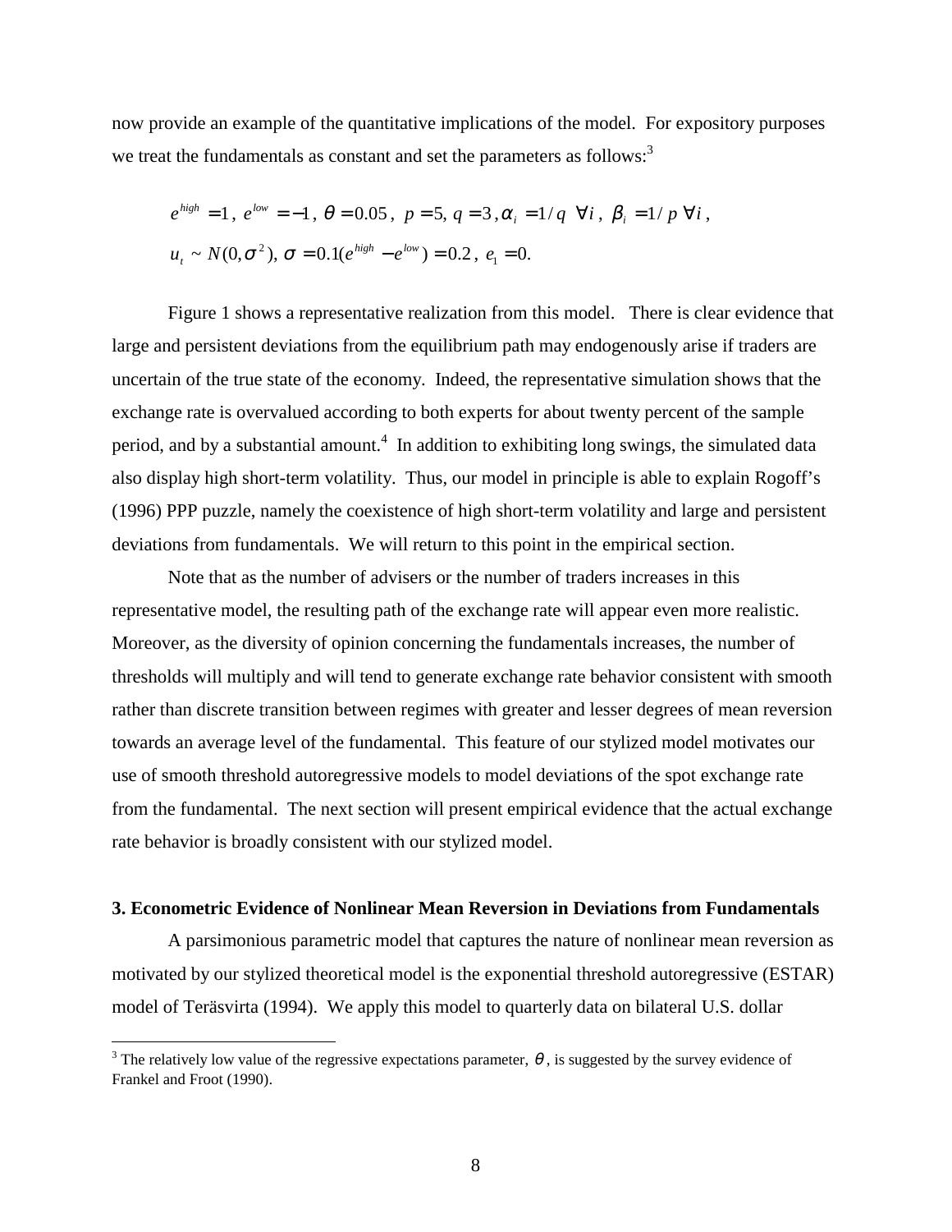now provide an example of the quantitative implications of the model. For expository purposes we treat the fundamentals as constant and set the parameters as follows:[3]

$$e^{high} = 1,\ e^{low} = -1,\ \theta = 0.05,\ p = 5,\ q = 3,\ \alpha_i = 1/q\ \ \forall i,\ \beta_i = 1/p\ \forall i,$$

$$u_t \sim N(0, \sigma^2),\ \sigma = 0.1(e^{high} - e^{low}) = 0.2,\ e_1 = 0.$$

Figure 1 shows a representative realization from this model. There is clear evidence that large and persistent deviations from the equilibrium path may endogenously arise if traders are uncertain of the true state of the economy. Indeed, the representative simulation shows that the exchange rate is overvalued according to both experts for about twenty percent of the sample period, and by a substantial amount.[4] In addition to exhibiting long swings, the simulated data also display high short-term volatility. Thus, our model in principle is able to explain Rogoff's (1996) PPP puzzle, namely the coexistence of high short-term volatility and large and persistent deviations from fundamentals. We will return to this point in the empirical section.

Note that as the number of advisers or the number of traders increases in this representative model, the resulting path of the exchange rate will appear even more realistic. Moreover, as the diversity of opinion concerning the fundamentals increases, the number of thresholds will multiply and will tend to generate exchange rate behavior consistent with smooth rather than discrete transition between regimes with greater and lesser degrees of mean reversion towards an average level of the fundamental. This feature of our stylized model motivates our use of smooth threshold autoregressive models to model deviations of the spot exchange rate from the fundamental. The next section will present empirical evidence that the actual exchange rate behavior is broadly consistent with our stylized model.

### 3. Econometric Evidence of Nonlinear Mean Reversion in Deviations from Fundamentals

A parsimonious parametric model that captures the nature of nonlinear mean reversion as motivated by our stylized theoretical model is the exponential threshold autoregressive (ESTAR) model of Teräsvirta (1994). We apply this model to quarterly data on bilateral U.S. dollar

[3] The relatively low value of the regressive expectations parameter, $\theta$, is suggested by the survey evidence of Frankel and Froot (1990).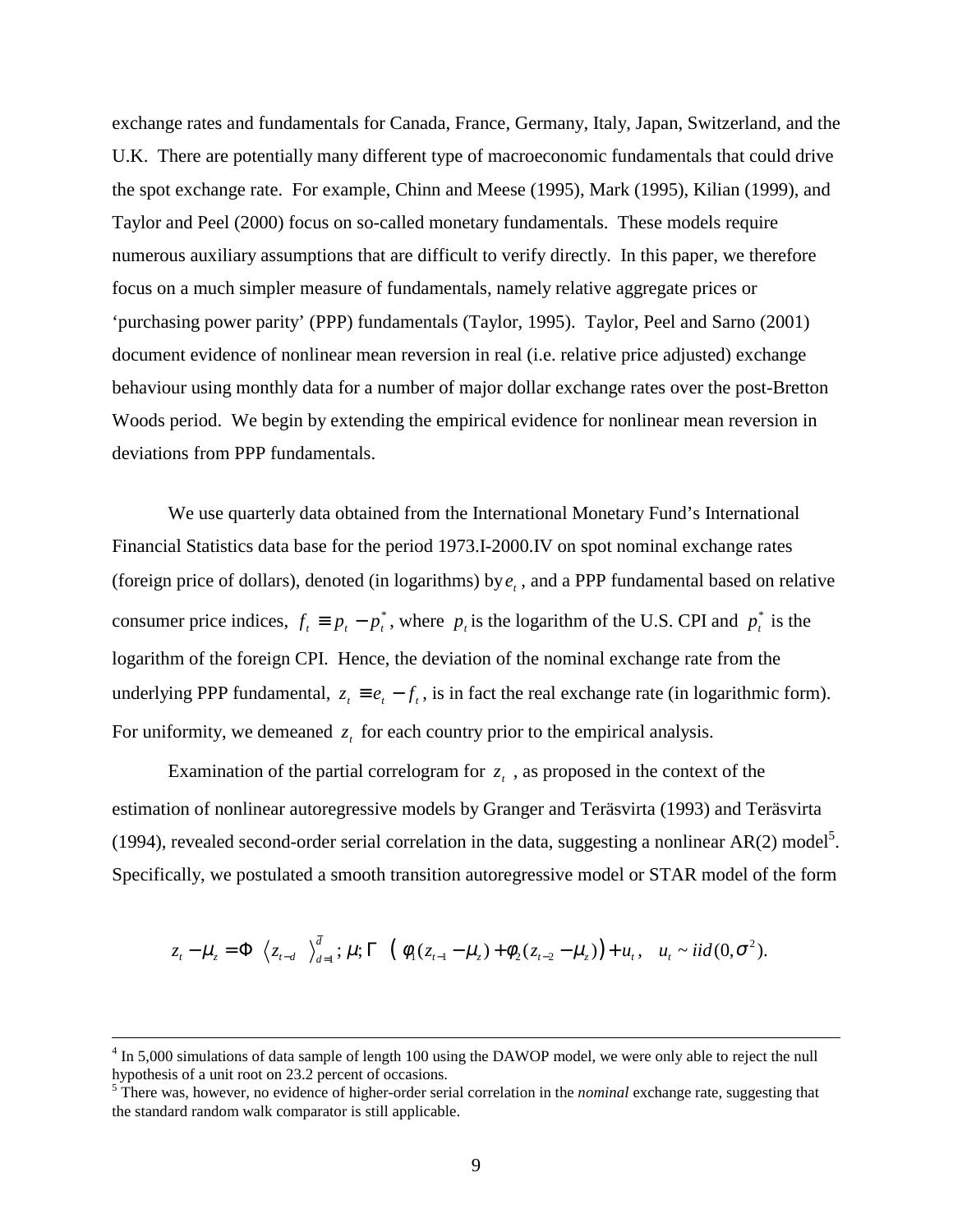exchange rates and fundamentals for Canada, France, Germany, Italy, Japan, Switzerland, and the U.K. There are potentially many different type of macroeconomic fundamentals that could drive the spot exchange rate. For example, Chinn and Meese (1995), Mark (1995), Kilian (1999), and Taylor and Peel (2000) focus on so-called monetary fundamentals. These models require numerous auxiliary assumptions that are difficult to verify directly. In this paper, we therefore focus on a much simpler measure of fundamentals, namely relative aggregate prices or 'purchasing power parity' (PPP) fundamentals (Taylor, 1995). Taylor, Peel and Sarno (2001) document evidence of nonlinear mean reversion in real (i.e. relative price adjusted) exchange behaviour using monthly data for a number of major dollar exchange rates over the post-Bretton Woods period. We begin by extending the empirical evidence for nonlinear mean reversion in deviations from PPP fundamentals.

We use quarterly data obtained from the International Monetary Fund's International Financial Statistics data base for the period 1973.I-2000.IV on spot nominal exchange rates (foreign price of dollars), denoted (in logarithms) by $e_t$, and a PPP fundamental based on relative consumer price indices, $f_t \equiv p_t - p_t^*$, where $p_t$ is the logarithm of the U.S. CPI and $p_t^*$ is the logarithm of the foreign CPI. Hence, the deviation of the nominal exchange rate from the underlying PPP fundamental, $z_t \equiv e_t - f_t$, is in fact the real exchange rate (in logarithmic form). For uniformity, we demeaned $z_t$ for each country prior to the empirical analysis.

Examination of the partial correlogram for $z_t$, as proposed in the context of the estimation of nonlinear autoregressive models by Granger and Teräsvirta (1993) and Teräsvirta (1994), revealed second-order serial correlation in the data, suggesting a nonlinear AR(2) model[5]. Specifically, we postulated a smooth transition autoregressive model or STAR model of the form

$$z_t - \mu_z = \Phi\left(\left\langle z_{t-d}\right\rangle_{d=1}^{\bar{d}}; \mu; \Gamma\right)\left(\phi_1(z_{t-1} - \mu_z) + \phi_2(z_{t-2} - \mu_z)\right) + u_t, \quad u_t \sim iid(0, \sigma^2).$$

---

[4] In 5,000 simulations of data sample of length 100 using the DAWOP model, we were only able to reject the null hypothesis of a unit root on 23.2 percent of occasions.

[5] There was, however, no evidence of higher-order serial correlation in the *nominal* exchange rate, suggesting that the standard random walk comparator is still applicable.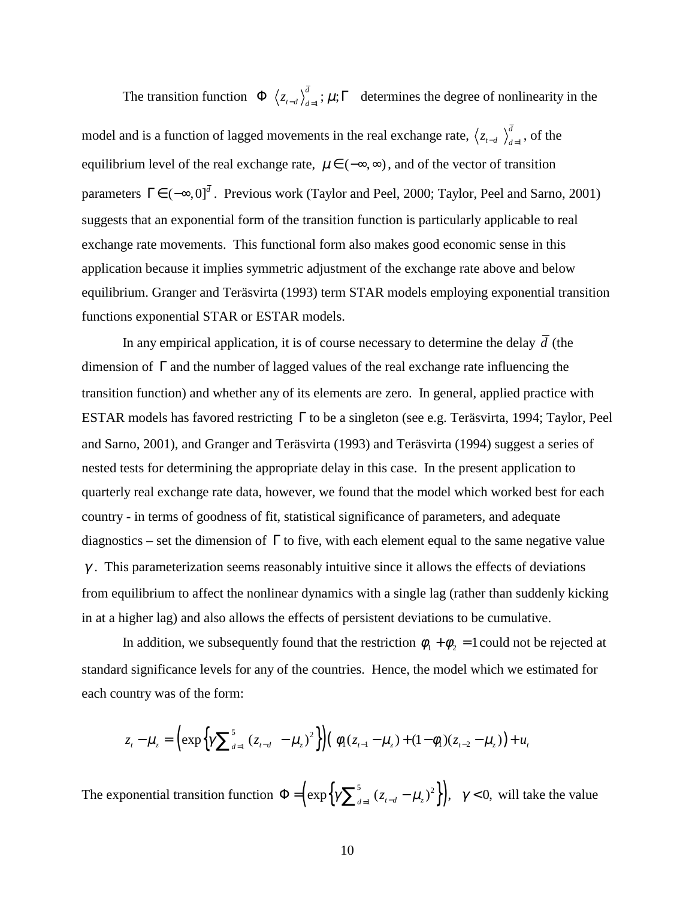The transition function $\Phi\left[\langle z_{t-d}\rangle_{d=1}^{\bar{d}};\mu;\Gamma\right]$ determines the degree of nonlinearity in the model and is a function of lagged movements in the real exchange rate, $\langle z_{t-d}\rangle_{d=1}^{\bar{d}}$, of the equilibrium level of the real exchange rate, $\mu \in (-\infty, \infty)$, and of the vector of transition parameters $\Gamma \in (-\infty, 0]^{\bar{d}}$. Previous work (Taylor and Peel, 2000; Taylor, Peel and Sarno, 2001) suggests that an exponential form of the transition function is particularly applicable to real exchange rate movements. This functional form also makes good economic sense in this application because it implies symmetric adjustment of the exchange rate above and below equilibrium. Granger and Teräsvirta (1993) term STAR models employing exponential transition functions exponential STAR or ESTAR models.

In any empirical application, it is of course necessary to determine the delay $\bar{d}$ (the dimension of $\Gamma$ and the number of lagged values of the real exchange rate influencing the transition function) and whether any of its elements are zero. In general, applied practice with ESTAR models has favored restricting $\Gamma$ to be a singleton (see e.g. Teräsvirta, 1994; Taylor, Peel and Sarno, 2001), and Granger and Teräsvirta (1993) and Teräsvirta (1994) suggest a series of nested tests for determining the appropriate delay in this case. In the present application to quarterly real exchange rate data, however, we found that the model which worked best for each country - in terms of goodness of fit, statistical significance of parameters, and adequate diagnostics – set the dimension of $\Gamma$ to five, with each element equal to the same negative value $\gamma$. This parameterization seems reasonably intuitive since it allows the effects of deviations from equilibrium to affect the nonlinear dynamics with a single lag (rather than suddenly kicking in at a higher lag) and also allows the effects of persistent deviations to be cumulative.

In addition, we subsequently found that the restriction $\phi_1 + \phi_2 = 1$ could not be rejected at standard significance levels for any of the countries. Hence, the model which we estimated for each country was of the form:

$$z_t - \mu_z = \left(\exp\left\{\gamma \sum\nolimits_{d=1}^{5} (z_{t-d} - \mu_z)^2\right\}\right)\left(\phi_1 (z_{t-1} - \mu_z) + (1-\phi_1)(z_{t-2} - \mu_z)\right) + u_t$$

The exponential transition function $\Phi = \left(\exp\left\{\gamma \sum\nolimits_{d=1}^{5} (z_{t-d} - \mu_z)^2\right\}\right), \quad \gamma < 0,$ will take the value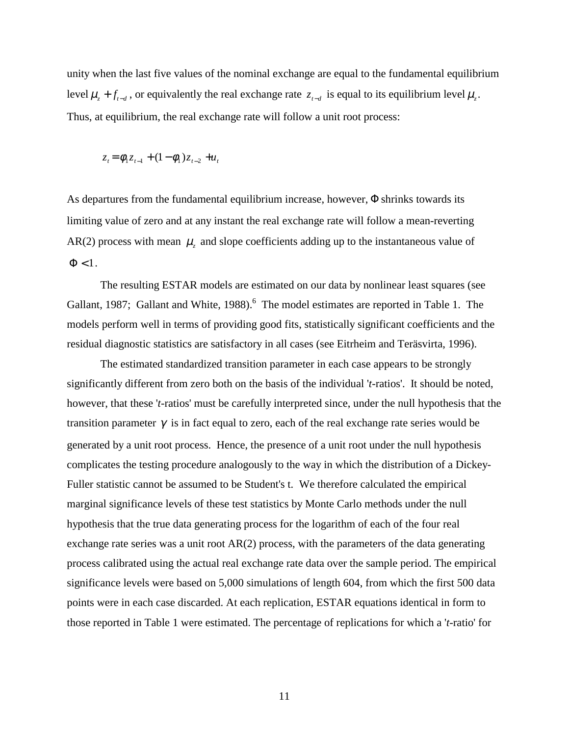unity when the last five values of the nominal exchange are equal to the fundamental equilibrium level $\mu_z + f_{t-d}$, or equivalently the real exchange rate $z_{t-d}$ is equal to its equilibrium level $\mu_z$. Thus, at equilibrium, the real exchange rate will follow a unit root process:

$$z_t = \phi_1 z_{t-1} + (1-\phi_1) z_{t-2} + u_t$$

As departures from the fundamental equilibrium increase, however, $\Phi$ shrinks towards its limiting value of zero and at any instant the real exchange rate will follow a mean-reverting AR(2) process with mean $\mu_z$ and slope coefficients adding up to the instantaneous value of $\Phi < 1$.

The resulting ESTAR models are estimated on our data by nonlinear least squares (see Gallant, 1987; Gallant and White, 1988).[6] The model estimates are reported in Table 1. The models perform well in terms of providing good fits, statistically significant coefficients and the residual diagnostic statistics are satisfactory in all cases (see Eitrheim and Teräsvirta, 1996).

The estimated standardized transition parameter in each case appears to be strongly significantly different from zero both on the basis of the individual '*t*-ratios'. It should be noted, however, that these '*t*-ratios' must be carefully interpreted since, under the null hypothesis that the transition parameter $\gamma$ is in fact equal to zero, each of the real exchange rate series would be generated by a unit root process. Hence, the presence of a unit root under the null hypothesis complicates the testing procedure analogously to the way in which the distribution of a Dickey-Fuller statistic cannot be assumed to be Student's t. We therefore calculated the empirical marginal significance levels of these test statistics by Monte Carlo methods under the null hypothesis that the true data generating process for the logarithm of each of the four real exchange rate series was a unit root AR(2) process, with the parameters of the data generating process calibrated using the actual real exchange rate data over the sample period. The empirical significance levels were based on 5,000 simulations of length 604, from which the first 500 data points were in each case discarded. At each replication, ESTAR equations identical in form to those reported in Table 1 were estimated. The percentage of replications for which a '*t*-ratio' for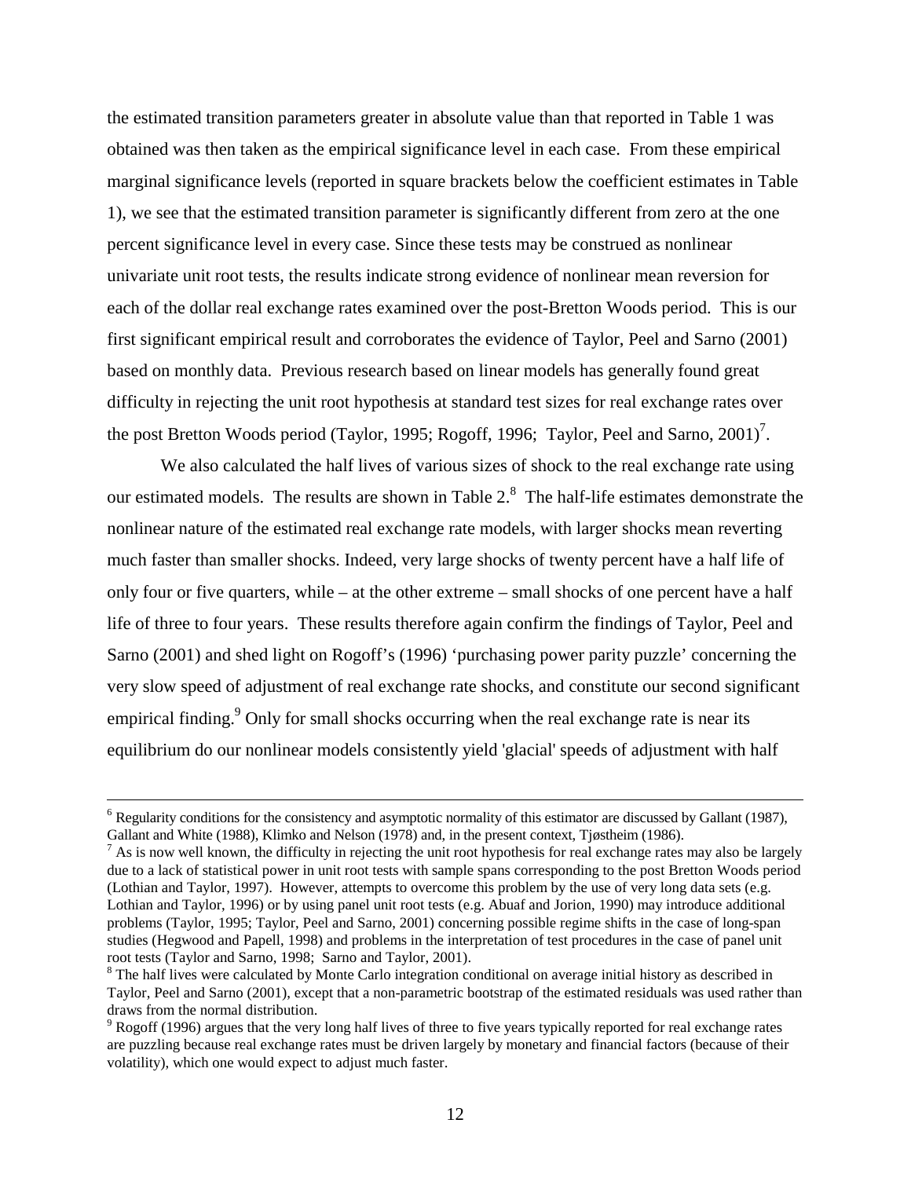the estimated transition parameters greater in absolute value than that reported in Table 1 was obtained was then taken as the empirical significance level in each case. From these empirical marginal significance levels (reported in square brackets below the coefficient estimates in Table 1), we see that the estimated transition parameter is significantly different from zero at the one percent significance level in every case. Since these tests may be construed as nonlinear univariate unit root tests, the results indicate strong evidence of nonlinear mean reversion for each of the dollar real exchange rates examined over the post-Bretton Woods period. This is our first significant empirical result and corroborates the evidence of Taylor, Peel and Sarno (2001) based on monthly data. Previous research based on linear models has generally found great difficulty in rejecting the unit root hypothesis at standard test sizes for real exchange rates over the post Bretton Woods period (Taylor, 1995; Rogoff, 1996; Taylor, Peel and Sarno, 2001)[7].

We also calculated the half lives of various sizes of shock to the real exchange rate using our estimated models. The results are shown in Table 2.[8] The half-life estimates demonstrate the nonlinear nature of the estimated real exchange rate models, with larger shocks mean reverting much faster than smaller shocks. Indeed, very large shocks of twenty percent have a half life of only four or five quarters, while – at the other extreme – small shocks of one percent have a half life of three to four years. These results therefore again confirm the findings of Taylor, Peel and Sarno (2001) and shed light on Rogoff's (1996) 'purchasing power parity puzzle' concerning the very slow speed of adjustment of real exchange rate shocks, and constitute our second significant empirical finding.[9] Only for small shocks occurring when the real exchange rate is near its equilibrium do our nonlinear models consistently yield 'glacial' speeds of adjustment with half

---

[6] Regularity conditions for the consistency and asymptotic normality of this estimator are discussed by Gallant (1987), Gallant and White (1988), Klimko and Nelson (1978) and, in the present context, Tjøstheim (1986).

[7] As is now well known, the difficulty in rejecting the unit root hypothesis for real exchange rates may also be largely due to a lack of statistical power in unit root tests with sample spans corresponding to the post Bretton Woods period (Lothian and Taylor, 1997). However, attempts to overcome this problem by the use of very long data sets (e.g. Lothian and Taylor, 1996) or by using panel unit root tests (e.g. Abuaf and Jorion, 1990) may introduce additional problems (Taylor, 1995; Taylor, Peel and Sarno, 2001) concerning possible regime shifts in the case of long-span studies (Hegwood and Papell, 1998) and problems in the interpretation of test procedures in the case of panel unit root tests (Taylor and Sarno, 1998; Sarno and Taylor, 2001).

[8] The half lives were calculated by Monte Carlo integration conditional on average initial history as described in Taylor, Peel and Sarno (2001), except that a non-parametric bootstrap of the estimated residuals was used rather than draws from the normal distribution.

[9] Rogoff (1996) argues that the very long half lives of three to five years typically reported for real exchange rates are puzzling because real exchange rates must be driven largely by monetary and financial factors (because of their volatility), which one would expect to adjust much faster.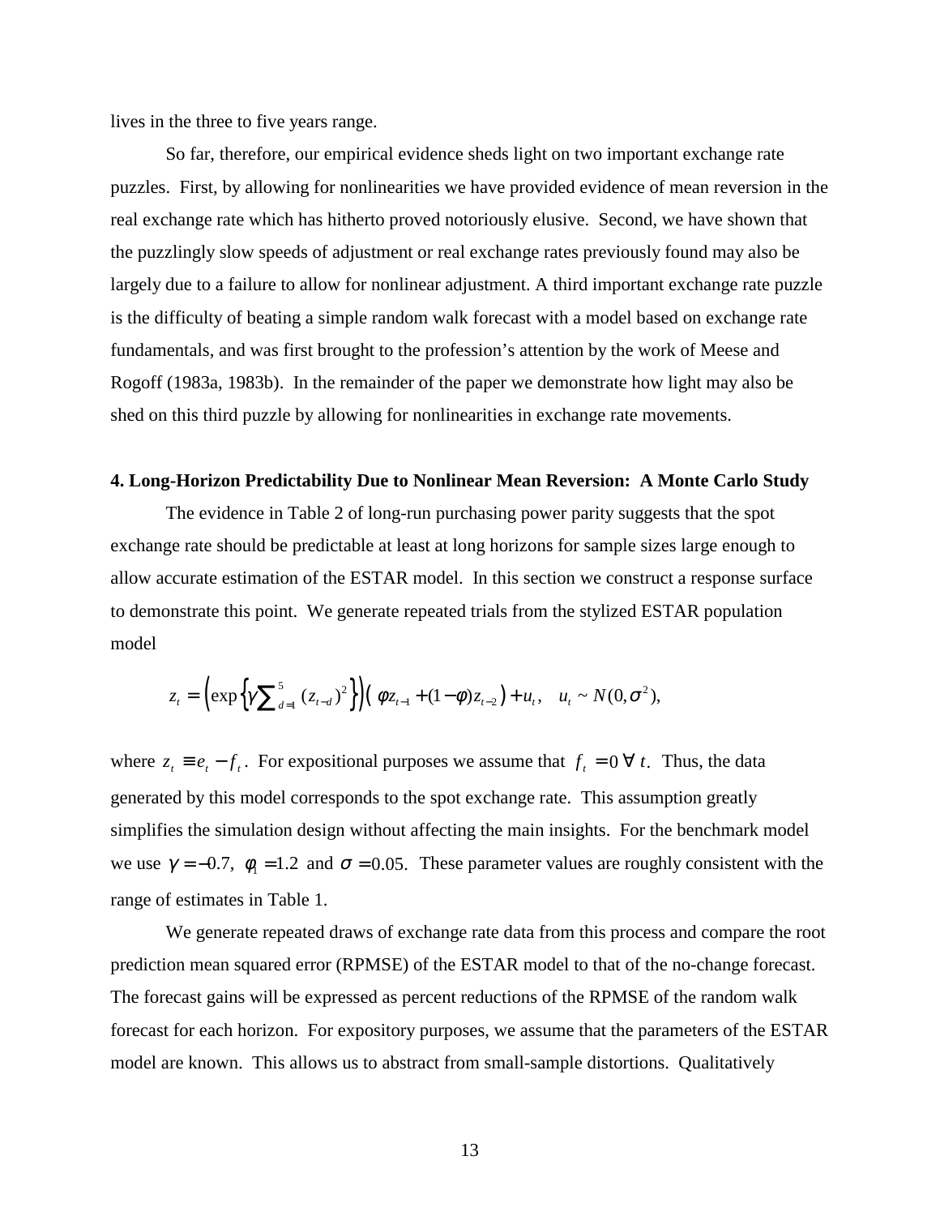lives in the three to five years range.

So far, therefore, our empirical evidence sheds light on two important exchange rate puzzles. First, by allowing for nonlinearities we have provided evidence of mean reversion in the real exchange rate which has hitherto proved notoriously elusive. Second, we have shown that the puzzlingly slow speeds of adjustment or real exchange rates previously found may also be largely due to a failure to allow for nonlinear adjustment. A third important exchange rate puzzle is the difficulty of beating a simple random walk forecast with a model based on exchange rate fundamentals, and was first brought to the profession's attention by the work of Meese and Rogoff (1983a, 1983b). In the remainder of the paper we demonstrate how light may also be shed on this third puzzle by allowing for nonlinearities in exchange rate movements.

**4. Long-Horizon Predictability Due to Nonlinear Mean Reversion: A Monte Carlo Study**

The evidence in Table 2 of long-run purchasing power parity suggests that the spot exchange rate should be predictable at least at long horizons for sample sizes large enough to allow accurate estimation of the ESTAR model. In this section we construct a response surface to demonstrate this point. We generate repeated trials from the stylized ESTAR population model

$$z_t = \left(\exp\left\{\gamma \sum\nolimits_{d=1}^{5} (z_{t-d})^2\right\}\right)\left(\phi z_{t-1} + (1-\phi) z_{t-2}\right) + u_t, \quad u_t \sim N(0, \sigma^2),$$

where $z_t \equiv e_t - f_t$. For expositional purposes we assume that $f_t = 0 \; \forall \; t$. Thus, the data generated by this model corresponds to the spot exchange rate. This assumption greatly simplifies the simulation design without affecting the main insights. For the benchmark model we use $\gamma = -0.7$, $\phi_1 = 1.2$ and $\sigma = 0.05$. These parameter values are roughly consistent with the range of estimates in Table 1.

We generate repeated draws of exchange rate data from this process and compare the root prediction mean squared error (RPMSE) of the ESTAR model to that of the no-change forecast. The forecast gains will be expressed as percent reductions of the RPMSE of the random walk forecast for each horizon. For expository purposes, we assume that the parameters of the ESTAR model are known. This allows us to abstract from small-sample distortions. Qualitatively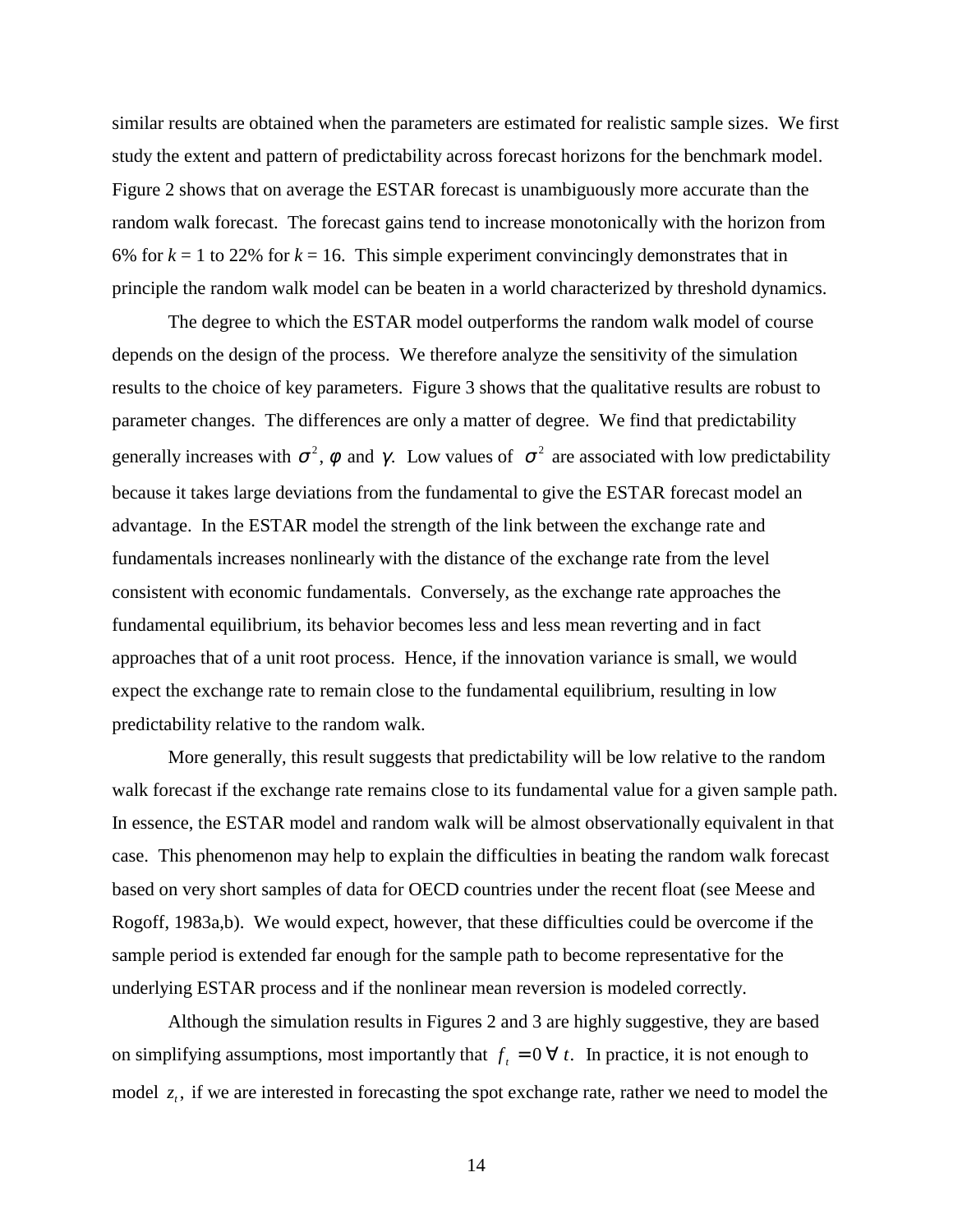similar results are obtained when the parameters are estimated for realistic sample sizes. We first study the extent and pattern of predictability across forecast horizons for the benchmark model. Figure 2 shows that on average the ESTAR forecast is unambiguously more accurate than the random walk forecast. The forecast gains tend to increase monotonically with the horizon from 6% for $k = 1$ to 22% for $k = 16$. This simple experiment convincingly demonstrates that in principle the random walk model can be beaten in a world characterized by threshold dynamics.

The degree to which the ESTAR model outperforms the random walk model of course depends on the design of the process. We therefore analyze the sensitivity of the simulation results to the choice of key parameters. Figure 3 shows that the qualitative results are robust to parameter changes. The differences are only a matter of degree. We find that predictability generally increases with $\sigma^2$, $\phi$ and $\gamma$. Low values of $\sigma^2$ are associated with low predictability because it takes large deviations from the fundamental to give the ESTAR forecast model an advantage. In the ESTAR model the strength of the link between the exchange rate and fundamentals increases nonlinearly with the distance of the exchange rate from the level consistent with economic fundamentals. Conversely, as the exchange rate approaches the fundamental equilibrium, its behavior becomes less and less mean reverting and in fact approaches that of a unit root process. Hence, if the innovation variance is small, we would expect the exchange rate to remain close to the fundamental equilibrium, resulting in low predictability relative to the random walk.

More generally, this result suggests that predictability will be low relative to the random walk forecast if the exchange rate remains close to its fundamental value for a given sample path. In essence, the ESTAR model and random walk will be almost observationally equivalent in that case. This phenomenon may help to explain the difficulties in beating the random walk forecast based on very short samples of data for OECD countries under the recent float (see Meese and Rogoff, 1983a,b). We would expect, however, that these difficulties could be overcome if the sample period is extended far enough for the sample path to become representative for the underlying ESTAR process and if the nonlinear mean reversion is modeled correctly.

Although the simulation results in Figures 2 and 3 are highly suggestive, they are based on simplifying assumptions, most importantly that $f_t = 0 \; \forall \; t$. In practice, it is not enough to model $z_t$, if we are interested in forecasting the spot exchange rate, rather we need to model the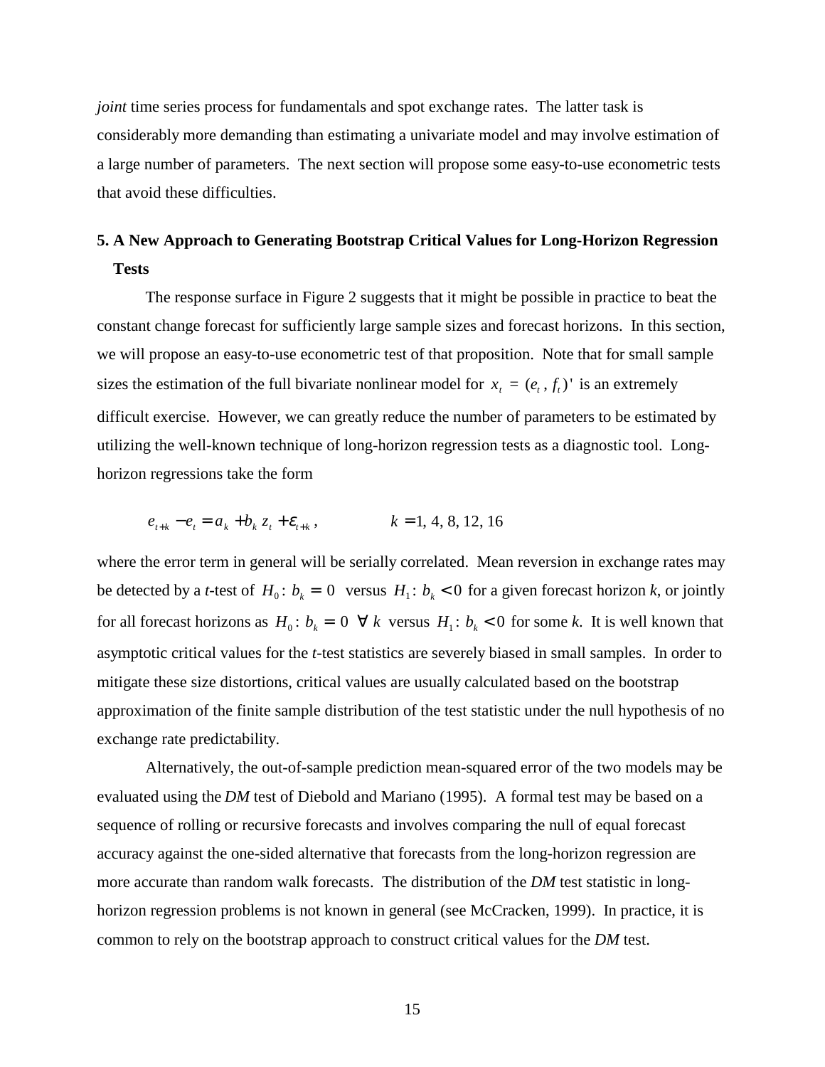*joint* time series process for fundamentals and spot exchange rates. The latter task is considerably more demanding than estimating a univariate model and may involve estimation of a large number of parameters. The next section will propose some easy-to-use econometric tests that avoid these difficulties.

## 5. A New Approach to Generating Bootstrap Critical Values for Long-Horizon Regression Tests

The response surface in Figure 2 suggests that it might be possible in practice to beat the constant change forecast for sufficiently large sample sizes and forecast horizons. In this section, we will propose an easy-to-use econometric test of that proposition. Note that for small sample sizes the estimation of the full bivariate nonlinear model for $x_t = (e_t, f_t)'$ is an extremely difficult exercise. However, we can greatly reduce the number of parameters to be estimated by utilizing the well-known technique of long-horizon regression tests as a diagnostic tool. Long-horizon regressions take the form

$$e_{t+k} - e_t = a_k + b_k z_t + \varepsilon_{t+k}, \qquad k = 1, 4, 8, 12, 16$$

where the error term in general will be serially correlated. Mean reversion in exchange rates may be detected by a *t*-test of $H_0: b_k = 0$ versus $H_1: b_k < 0$ for a given forecast horizon *k*, or jointly for all forecast horizons as $H_0: b_k = 0 \;\; \forall \; k$ versus $H_1: b_k < 0$ for some *k*. It is well known that asymptotic critical values for the *t*-test statistics are severely biased in small samples. In order to mitigate these size distortions, critical values are usually calculated based on the bootstrap approximation of the finite sample distribution of the test statistic under the null hypothesis of no exchange rate predictability.

Alternatively, the out-of-sample prediction mean-squared error of the two models may be evaluated using the *DM* test of Diebold and Mariano (1995). A formal test may be based on a sequence of rolling or recursive forecasts and involves comparing the null of equal forecast accuracy against the one-sided alternative that forecasts from the long-horizon regression are more accurate than random walk forecasts. The distribution of the *DM* test statistic in long-horizon regression problems is not known in general (see McCracken, 1999). In practice, it is common to rely on the bootstrap approach to construct critical values for the *DM* test.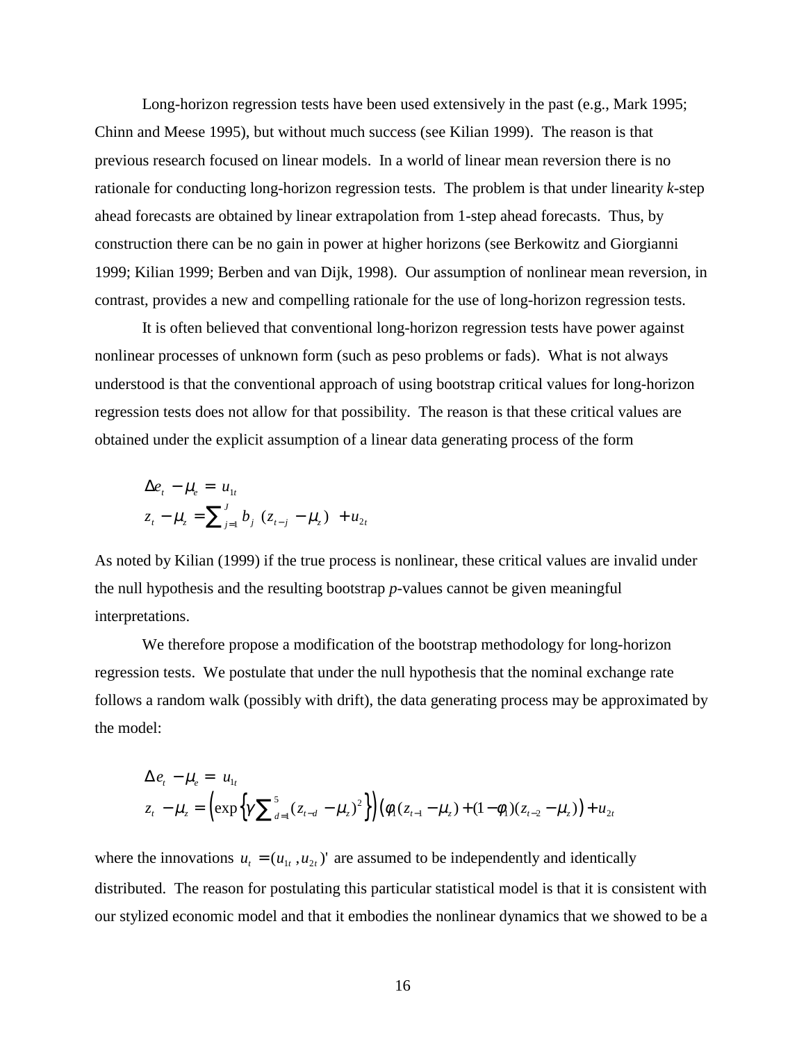Long-horizon regression tests have been used extensively in the past (e.g., Mark 1995; Chinn and Meese 1995), but without much success (see Kilian 1999). The reason is that previous research focused on linear models. In a world of linear mean reversion there is no rationale for conducting long-horizon regression tests. The problem is that under linearity *k*-step ahead forecasts are obtained by linear extrapolation from 1-step ahead forecasts. Thus, by construction there can be no gain in power at higher horizons (see Berkowitz and Giorgianni 1999; Kilian 1999; Berben and van Dijk, 1998). Our assumption of nonlinear mean reversion, in contrast, provides a new and compelling rationale for the use of long-horizon regression tests.

It is often believed that conventional long-horizon regression tests have power against nonlinear processes of unknown form (such as peso problems or fads). What is not always understood is that the conventional approach of using bootstrap critical values for long-horizon regression tests does not allow for that possibility. The reason is that these critical values are obtained under the explicit assumption of a linear data generating process of the form

$$\Delta e_t - \mu_e = u_{1t}$$
$$z_t - \mu_z = \sum_{j=1}^{J} b_j \ (z_{t-j} - \mu_z) \ + u_{2t}$$

As noted by Kilian (1999) if the true process is nonlinear, these critical values are invalid under the null hypothesis and the resulting bootstrap *p*-values cannot be given meaningful interpretations.

We therefore propose a modification of the bootstrap methodology for long-horizon regression tests. We postulate that under the null hypothesis that the nominal exchange rate follows a random walk (possibly with drift), the data generating process may be approximated by the model:

$$\Delta e_t - \mu_e = u_{1t}$$
$$z_t - \mu_z = \left(\exp\left\{\gamma \sum_{d=1}^{5} (z_{t-d} - \mu_z)^2\right\}\right)\left(\phi_1 (z_{t-1} - \mu_z) + (1-\phi_1)(z_{t-2} - \mu_z)\right) + u_{2t}$$

where the innovations $u_t = (u_{1t}, u_{2t})'$ are assumed to be independently and identically distributed. The reason for postulating this particular statistical model is that it is consistent with our stylized economic model and that it embodies the nonlinear dynamics that we showed to be a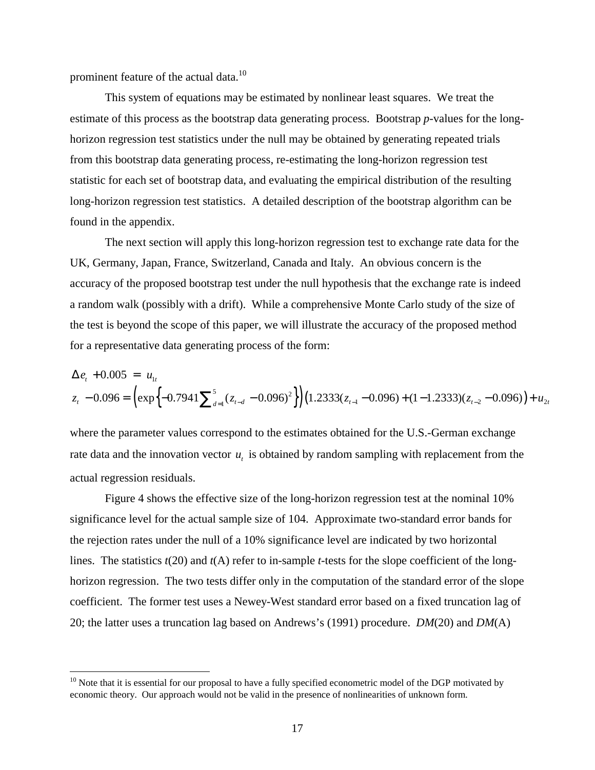prominent feature of the actual data.[10]

This system of equations may be estimated by nonlinear least squares. We treat the estimate of this process as the bootstrap data generating process. Bootstrap *p*-values for the long-horizon regression test statistics under the null may be obtained by generating repeated trials from this bootstrap data generating process, re-estimating the long-horizon regression test statistic for each set of bootstrap data, and evaluating the empirical distribution of the resulting long-horizon regression test statistics. A detailed description of the bootstrap algorithm can be found in the appendix.

The next section will apply this long-horizon regression test to exchange rate data for the UK, Germany, Japan, France, Switzerland, Canada and Italy. An obvious concern is the accuracy of the proposed bootstrap test under the null hypothesis that the exchange rate is indeed a random walk (possibly with a drift). While a comprehensive Monte Carlo study of the size of the test is beyond the scope of this paper, we will illustrate the accuracy of the proposed method for a representative data generating process of the form:

$$\Delta e_t + 0.005 = u_{1t}$$

$$z_t - 0.096 = \left(\exp\left\{-0.7941\sum_{d=1}^{5}(z_{t-d} - 0.096)^2\right\}\right)\left(1.2333(z_{t-1} - 0.096) + (1 - 1.2333)(z_{t-2} - 0.096)\right) + u_{2t}$$

where the parameter values correspond to the estimates obtained for the U.S.-German exchange rate data and the innovation vector $u_t$ is obtained by random sampling with replacement from the actual regression residuals.

Figure 4 shows the effective size of the long-horizon regression test at the nominal 10% significance level for the actual sample size of 104. Approximate two-standard error bands for the rejection rates under the null of a 10% significance level are indicated by two horizontal lines. The statistics *t*(20) and *t*(A) refer to in-sample *t*-tests for the slope coefficient of the long-horizon regression. The two tests differ only in the computation of the standard error of the slope coefficient. The former test uses a Newey-West standard error based on a fixed truncation lag of 20; the latter uses a truncation lag based on Andrews's (1991) procedure. *DM*(20) and *DM*(A)

[10] Note that it is essential for our proposal to have a fully specified econometric model of the DGP motivated by economic theory. Our approach would not be valid in the presence of nonlinearities of unknown form.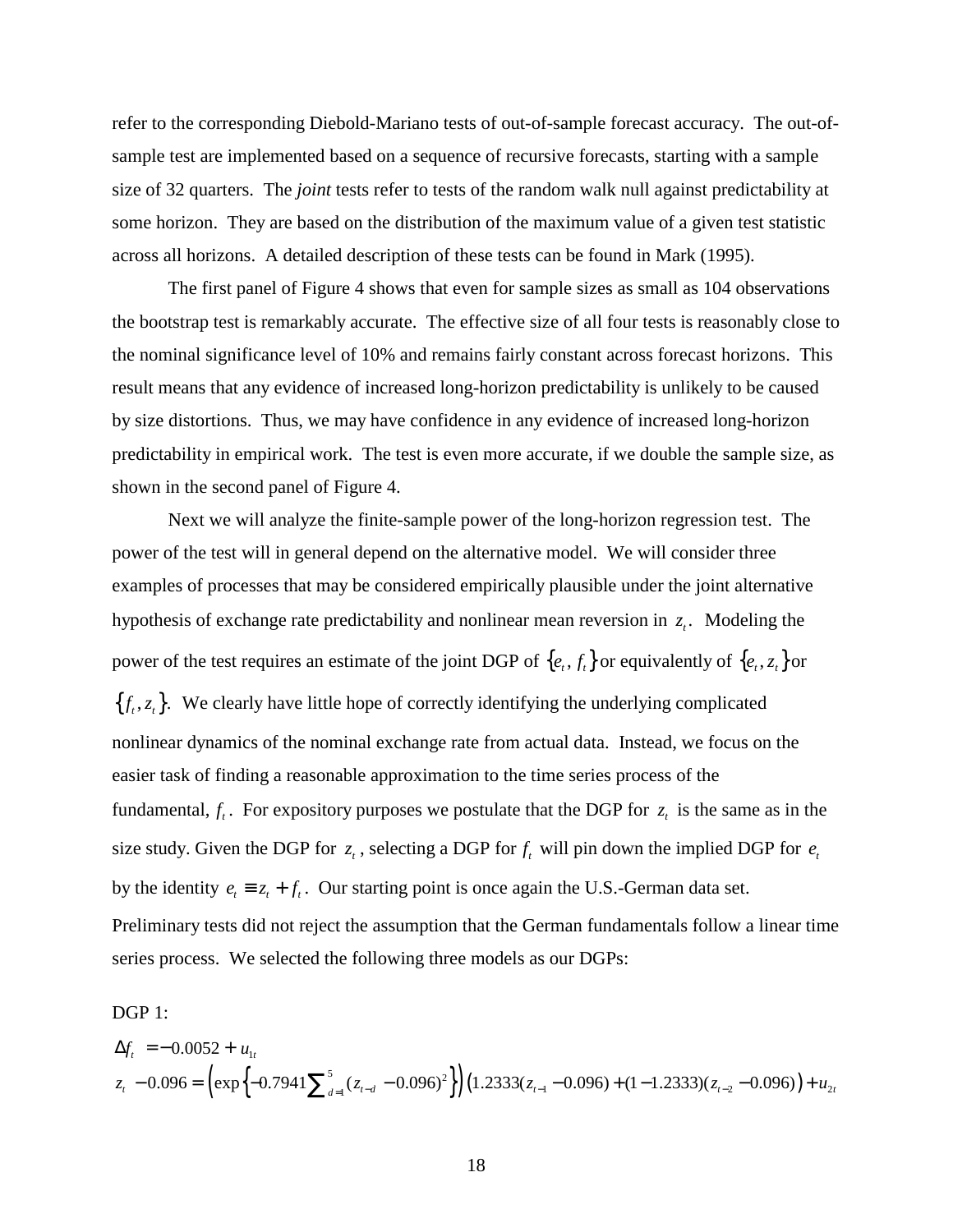refer to the corresponding Diebold-Mariano tests of out-of-sample forecast accuracy. The out-of-sample test are implemented based on a sequence of recursive forecasts, starting with a sample size of 32 quarters. The *joint* tests refer to tests of the random walk null against predictability at some horizon. They are based on the distribution of the maximum value of a given test statistic across all horizons. A detailed description of these tests can be found in Mark (1995).

The first panel of Figure 4 shows that even for sample sizes as small as 104 observations the bootstrap test is remarkably accurate. The effective size of all four tests is reasonably close to the nominal significance level of 10% and remains fairly constant across forecast horizons. This result means that any evidence of increased long-horizon predictability is unlikely to be caused by size distortions. Thus, we may have confidence in any evidence of increased long-horizon predictability in empirical work. The test is even more accurate, if we double the sample size, as shown in the second panel of Figure 4.

Next we will analyze the finite-sample power of the long-horizon regression test. The power of the test will in general depend on the alternative model. We will consider three examples of processes that may be considered empirically plausible under the joint alternative hypothesis of exchange rate predictability and nonlinear mean reversion in $z_t$. Modeling the power of the test requires an estimate of the joint DGP of $\{e_t, f_t\}$ or equivalently of $\{e_t, z_t\}$ or $\{f_t, z_t\}$. We clearly have little hope of correctly identifying the underlying complicated nonlinear dynamics of the nominal exchange rate from actual data. Instead, we focus on the easier task of finding a reasonable approximation to the time series process of the fundamental, $f_t$. For expository purposes we postulate that the DGP for $z_t$ is the same as in the size study. Given the DGP for $z_t$, selecting a DGP for $f_t$ will pin down the implied DGP for $e_t$ by the identity $e_t \equiv z_t + f_t$. Our starting point is once again the U.S.-German data set. Preliminary tests did not reject the assumption that the German fundamentals follow a linear time series process. We selected the following three models as our DGPs:

DGP 1:

$$\Delta f_t = -0.0052 + u_{1t}$$
$$z_t - 0.096 = \left(\exp\left\{-0.7941\sum_{d=1}^{5}(z_{t-d} - 0.096)^2\right\}\right)\left(1.2333(z_{t-1} - 0.096) + (1 - 1.2333)(z_{t-2} - 0.096)\right) + u_{2t}$$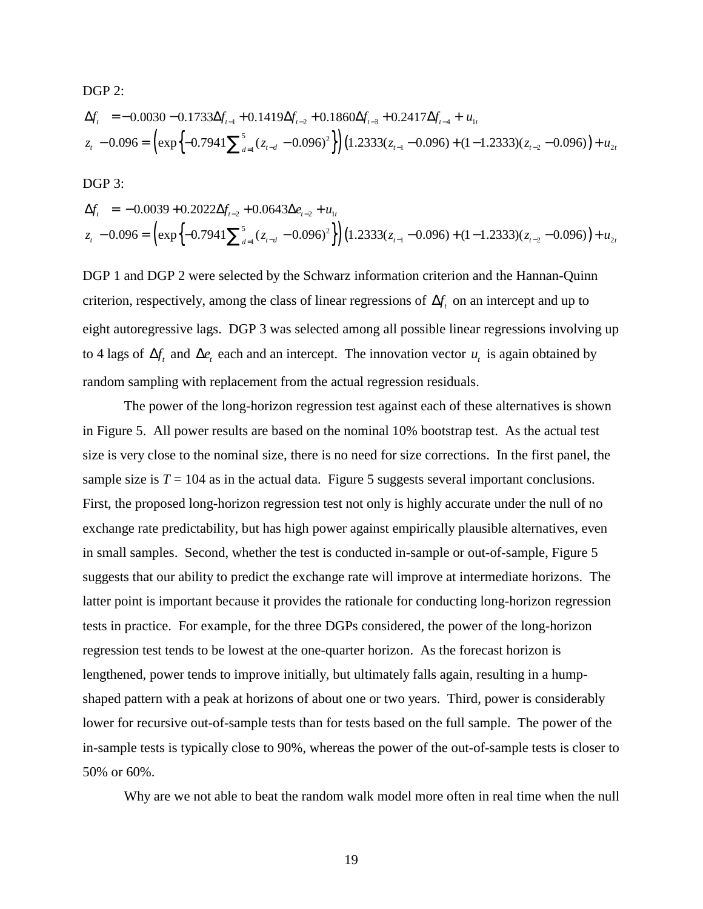DGP 2:

$$\Delta f_t = -0.0030 - 0.1733\Delta f_{t-1} + 0.1419\Delta f_{t-2} + 0.1860\Delta f_{t-3} + 0.2417\Delta f_{t-4} + u_{1t}$$

$$z_t - 0.096 = \left(\exp\left\{-0.7941\sum\nolimits_{d=1}^{5}(z_{t-d} - 0.096)^2\right\}\right)\left(1.2333(z_{t-1} - 0.096) + (1 - 1.2333)(z_{t-2} - 0.096)\right) + u_{2t}$$

DGP 3:

$$\Delta f_t = -0.0039 + 0.2022\Delta f_{t-2} + 0.0643\Delta e_{t-2} + u_{1t}$$

$$z_t - 0.096 = \left(\exp\left\{-0.7941\sum\nolimits_{d=1}^{5}(z_{t-d} - 0.096)^2\right\}\right)\left(1.2333(z_{t-1} - 0.096) + (1 - 1.2333)(z_{t-2} - 0.096)\right) + u_{2t}$$

DGP 1 and DGP 2 were selected by the Schwarz information criterion and the Hannan-Quinn criterion, respectively, among the class of linear regressions of $\Delta f_t$ on an intercept and up to eight autoregressive lags. DGP 3 was selected among all possible linear regressions involving up to 4 lags of $\Delta f_t$ and $\Delta e_t$ each and an intercept. The innovation vector $u_t$ is again obtained by random sampling with replacement from the actual regression residuals.

The power of the long-horizon regression test against each of these alternatives is shown in Figure 5. All power results are based on the nominal 10% bootstrap test. As the actual test size is very close to the nominal size, there is no need for size corrections. In the first panel, the sample size is $T$ = 104 as in the actual data. Figure 5 suggests several important conclusions. First, the proposed long-horizon regression test not only is highly accurate under the null of no exchange rate predictability, but has high power against empirically plausible alternatives, even in small samples. Second, whether the test is conducted in-sample or out-of-sample, Figure 5 suggests that our ability to predict the exchange rate will improve at intermediate horizons. The latter point is important because it provides the rationale for conducting long-horizon regression tests in practice. For example, for the three DGPs considered, the power of the long-horizon regression test tends to be lowest at the one-quarter horizon. As the forecast horizon is lengthened, power tends to improve initially, but ultimately falls again, resulting in a hump-shaped pattern with a peak at horizons of about one or two years. Third, power is considerably lower for recursive out-of-sample tests than for tests based on the full sample. The power of the in-sample tests is typically close to 90%, whereas the power of the out-of-sample tests is closer to 50% or 60%.

Why are we not able to beat the random walk model more often in real time when the null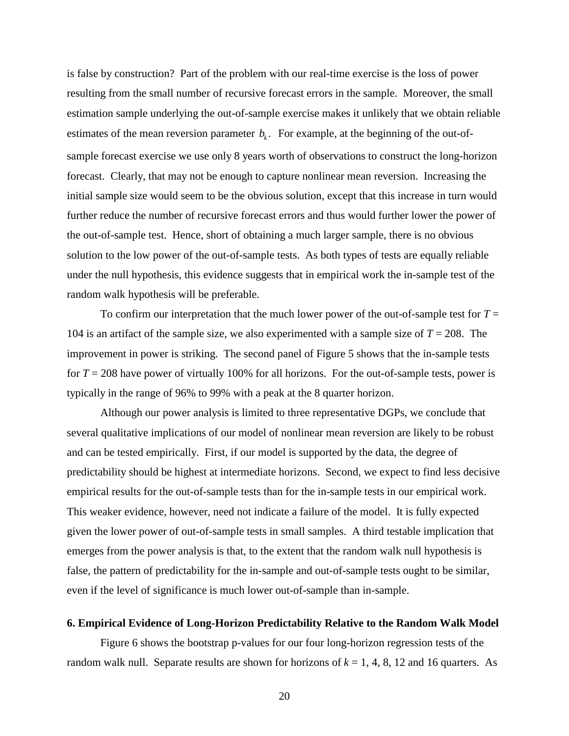is false by construction? Part of the problem with our real-time exercise is the loss of power resulting from the small number of recursive forecast errors in the sample. Moreover, the small estimation sample underlying the out-of-sample exercise makes it unlikely that we obtain reliable estimates of the mean reversion parameter $b_k$. For example, at the beginning of the out-of-sample forecast exercise we use only 8 years worth of observations to construct the long-horizon forecast. Clearly, that may not be enough to capture nonlinear mean reversion. Increasing the initial sample size would seem to be the obvious solution, except that this increase in turn would further reduce the number of recursive forecast errors and thus would further lower the power of the out-of-sample test. Hence, short of obtaining a much larger sample, there is no obvious solution to the low power of the out-of-sample tests. As both types of tests are equally reliable under the null hypothesis, this evidence suggests that in empirical work the in-sample test of the random walk hypothesis will be preferable.

To confirm our interpretation that the much lower power of the out-of-sample test for $T$ = 104 is an artifact of the sample size, we also experimented with a sample size of $T$ = 208. The improvement in power is striking. The second panel of Figure 5 shows that the in-sample tests for $T$ = 208 have power of virtually 100% for all horizons. For the out-of-sample tests, power is typically in the range of 96% to 99% with a peak at the 8 quarter horizon.

Although our power analysis is limited to three representative DGPs, we conclude that several qualitative implications of our model of nonlinear mean reversion are likely to be robust and can be tested empirically. First, if our model is supported by the data, the degree of predictability should be highest at intermediate horizons. Second, we expect to find less decisive empirical results for the out-of-sample tests than for the in-sample tests in our empirical work. This weaker evidence, however, need not indicate a failure of the model. It is fully expected given the lower power of out-of-sample tests in small samples. A third testable implication that emerges from the power analysis is that, to the extent that the random walk null hypothesis is false, the pattern of predictability for the in-sample and out-of-sample tests ought to be similar, even if the level of significance is much lower out-of-sample than in-sample.

## 6. Empirical Evidence of Long-Horizon Predictability Relative to the Random Walk Model

Figure 6 shows the bootstrap p-values for our four long-horizon regression tests of the random walk null. Separate results are shown for horizons of $k$ = 1, 4, 8, 12 and 16 quarters. As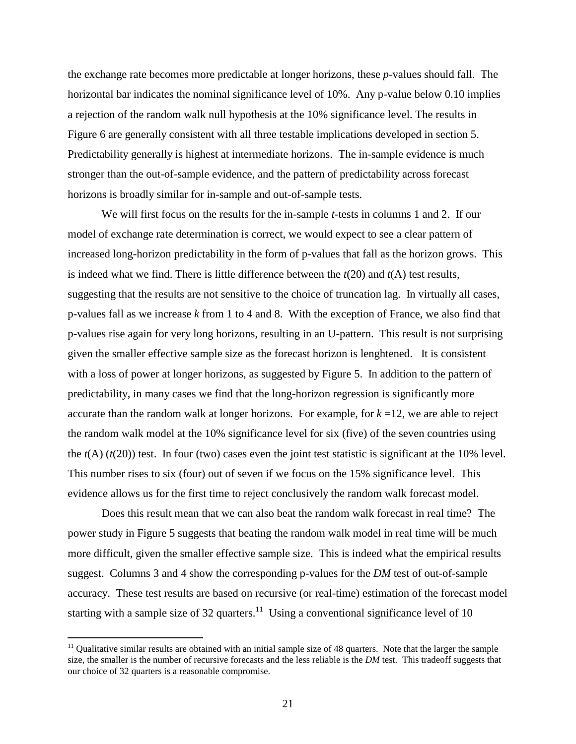the exchange rate becomes more predictable at longer horizons, these *p*-values should fall. The horizontal bar indicates the nominal significance level of 10%. Any p-value below 0.10 implies a rejection of the random walk null hypothesis at the 10% significance level. The results in Figure 6 are generally consistent with all three testable implications developed in section 5. Predictability generally is highest at intermediate horizons. The in-sample evidence is much stronger than the out-of-sample evidence, and the pattern of predictability across forecast horizons is broadly similar for in-sample and out-of-sample tests.

We will first focus on the results for the in-sample *t*-tests in columns 1 and 2. If our model of exchange rate determination is correct, we would expect to see a clear pattern of increased long-horizon predictability in the form of p-values that fall as the horizon grows. This is indeed what we find. There is little difference between the $t(20)$ and $t(A)$ test results, suggesting that the results are not sensitive to the choice of truncation lag. In virtually all cases, p-values fall as we increase $k$ from 1 to 4 and 8. With the exception of France, we also find that p-values rise again for very long horizons, resulting in an U-pattern. This result is not surprising given the smaller effective sample size as the forecast horizon is lenghtened. It is consistent with a loss of power at longer horizons, as suggested by Figure 5. In addition to the pattern of predictability, in many cases we find that the long-horizon regression is significantly more accurate than the random walk at longer horizons. For example, for $k = 12$, we are able to reject the random walk model at the 10% significance level for six (five) of the seven countries using the $t(A)$ ($t(20)$) test. In four (two) cases even the joint test statistic is significant at the 10% level. This number rises to six (four) out of seven if we focus on the 15% significance level. This evidence allows us for the first time to reject conclusively the random walk forecast model.

Does this result mean that we can also beat the random walk forecast in real time? The power study in Figure 5 suggests that beating the random walk model in real time will be much more difficult, given the smaller effective sample size. This is indeed what the empirical results suggest. Columns 3 and 4 show the corresponding p-values for the *DM* test of out-of-sample accuracy. These test results are based on recursive (or real-time) estimation of the forecast model starting with a sample size of 32 quarters.[11] Using a conventional significance level of 10

[11] Qualitative similar results are obtained with an initial sample size of 48 quarters. Note that the larger the sample size, the smaller is the number of recursive forecasts and the less reliable is the *DM* test. This tradeoff suggests that our choice of 32 quarters is a reasonable compromise.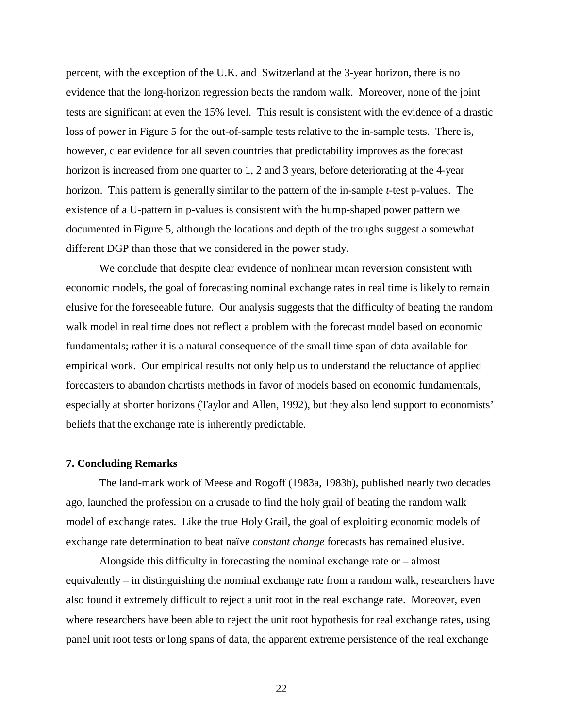percent, with the exception of the U.K. and Switzerland at the 3-year horizon, there is no evidence that the long-horizon regression beats the random walk. Moreover, none of the joint tests are significant at even the 15% level. This result is consistent with the evidence of a drastic loss of power in Figure 5 for the out-of-sample tests relative to the in-sample tests. There is, however, clear evidence for all seven countries that predictability improves as the forecast horizon is increased from one quarter to 1, 2 and 3 years, before deteriorating at the 4-year horizon. This pattern is generally similar to the pattern of the in-sample *t*-test p-values. The existence of a U-pattern in p-values is consistent with the hump-shaped power pattern we documented in Figure 5, although the locations and depth of the troughs suggest a somewhat different DGP than those that we considered in the power study.

We conclude that despite clear evidence of nonlinear mean reversion consistent with economic models, the goal of forecasting nominal exchange rates in real time is likely to remain elusive for the foreseeable future. Our analysis suggests that the difficulty of beating the random walk model in real time does not reflect a problem with the forecast model based on economic fundamentals; rather it is a natural consequence of the small time span of data available for empirical work. Our empirical results not only help us to understand the reluctance of applied forecasters to abandon chartists methods in favor of models based on economic fundamentals, especially at shorter horizons (Taylor and Allen, 1992), but they also lend support to economists' beliefs that the exchange rate is inherently predictable.

## 7. Concluding Remarks

The land-mark work of Meese and Rogoff (1983a, 1983b), published nearly two decades ago, launched the profession on a crusade to find the holy grail of beating the random walk model of exchange rates. Like the true Holy Grail, the goal of exploiting economic models of exchange rate determination to beat naïve *constant change* forecasts has remained elusive.

Alongside this difficulty in forecasting the nominal exchange rate or – almost equivalently – in distinguishing the nominal exchange rate from a random walk, researchers have also found it extremely difficult to reject a unit root in the real exchange rate. Moreover, even where researchers have been able to reject the unit root hypothesis for real exchange rates, using panel unit root tests or long spans of data, the apparent extreme persistence of the real exchange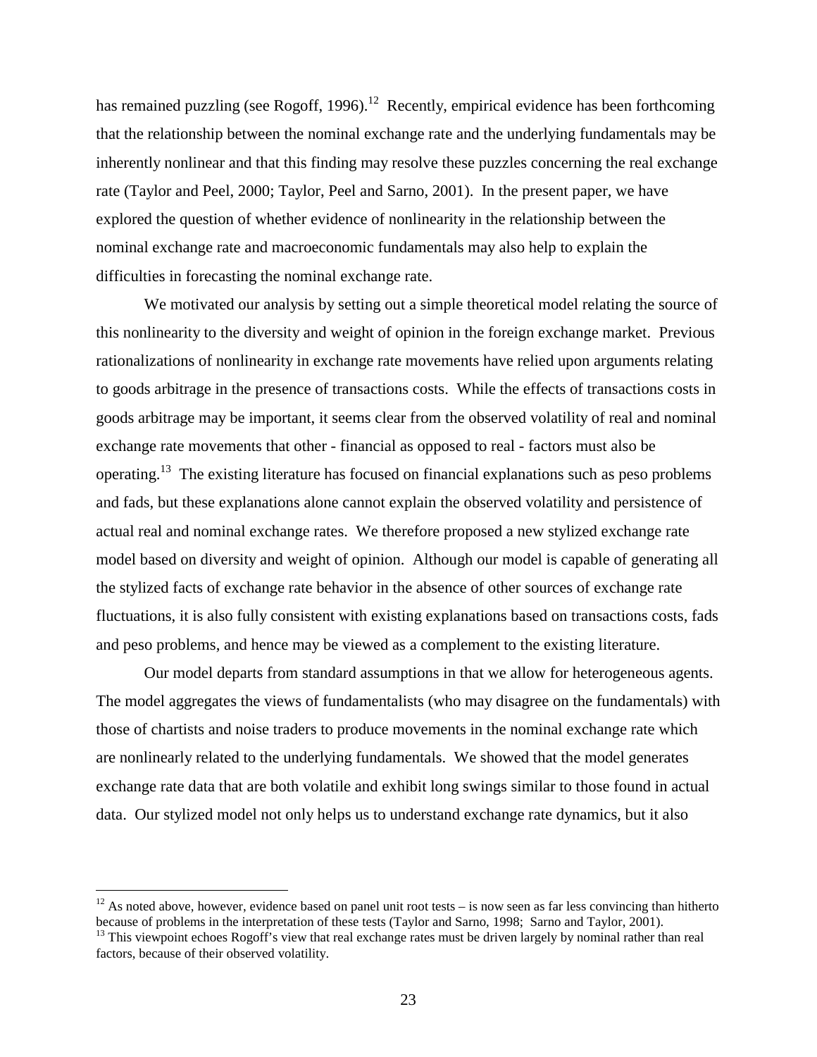has remained puzzling (see Rogoff, 1996).[12] Recently, empirical evidence has been forthcoming that the relationship between the nominal exchange rate and the underlying fundamentals may be inherently nonlinear and that this finding may resolve these puzzles concerning the real exchange rate (Taylor and Peel, 2000; Taylor, Peel and Sarno, 2001). In the present paper, we have explored the question of whether evidence of nonlinearity in the relationship between the nominal exchange rate and macroeconomic fundamentals may also help to explain the difficulties in forecasting the nominal exchange rate.

We motivated our analysis by setting out a simple theoretical model relating the source of this nonlinearity to the diversity and weight of opinion in the foreign exchange market. Previous rationalizations of nonlinearity in exchange rate movements have relied upon arguments relating to goods arbitrage in the presence of transactions costs. While the effects of transactions costs in goods arbitrage may be important, it seems clear from the observed volatility of real and nominal exchange rate movements that other - financial as opposed to real - factors must also be operating.[13] The existing literature has focused on financial explanations such as peso problems and fads, but these explanations alone cannot explain the observed volatility and persistence of actual real and nominal exchange rates. We therefore proposed a new stylized exchange rate model based on diversity and weight of opinion. Although our model is capable of generating all the stylized facts of exchange rate behavior in the absence of other sources of exchange rate fluctuations, it is also fully consistent with existing explanations based on transactions costs, fads and peso problems, and hence may be viewed as a complement to the existing literature.

Our model departs from standard assumptions in that we allow for heterogeneous agents. The model aggregates the views of fundamentalists (who may disagree on the fundamentals) with those of chartists and noise traders to produce movements in the nominal exchange rate which are nonlinearly related to the underlying fundamentals. We showed that the model generates exchange rate data that are both volatile and exhibit long swings similar to those found in actual data. Our stylized model not only helps us to understand exchange rate dynamics, but it also

[12] As noted above, however, evidence based on panel unit root tests – is now seen as far less convincing than hitherto because of problems in the interpretation of these tests (Taylor and Sarno, 1998; Sarno and Taylor, 2001).

[13] This viewpoint echoes Rogoff's view that real exchange rates must be driven largely by nominal rather than real factors, because of their observed volatility.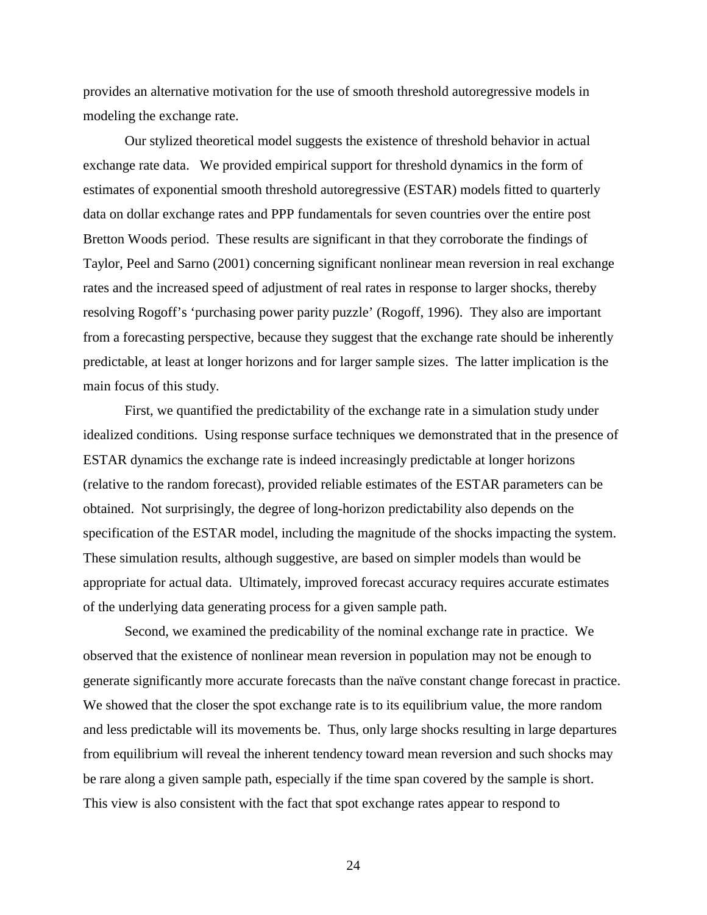provides an alternative motivation for the use of smooth threshold autoregressive models in modeling the exchange rate.

Our stylized theoretical model suggests the existence of threshold behavior in actual exchange rate data. We provided empirical support for threshold dynamics in the form of estimates of exponential smooth threshold autoregressive (ESTAR) models fitted to quarterly data on dollar exchange rates and PPP fundamentals for seven countries over the entire post Bretton Woods period. These results are significant in that they corroborate the findings of Taylor, Peel and Sarno (2001) concerning significant nonlinear mean reversion in real exchange rates and the increased speed of adjustment of real rates in response to larger shocks, thereby resolving Rogoff's 'purchasing power parity puzzle' (Rogoff, 1996). They also are important from a forecasting perspective, because they suggest that the exchange rate should be inherently predictable, at least at longer horizons and for larger sample sizes. The latter implication is the main focus of this study.

First, we quantified the predictability of the exchange rate in a simulation study under idealized conditions. Using response surface techniques we demonstrated that in the presence of ESTAR dynamics the exchange rate is indeed increasingly predictable at longer horizons (relative to the random forecast), provided reliable estimates of the ESTAR parameters can be obtained. Not surprisingly, the degree of long-horizon predictability also depends on the specification of the ESTAR model, including the magnitude of the shocks impacting the system. These simulation results, although suggestive, are based on simpler models than would be appropriate for actual data. Ultimately, improved forecast accuracy requires accurate estimates of the underlying data generating process for a given sample path.

Second, we examined the predicability of the nominal exchange rate in practice. We observed that the existence of nonlinear mean reversion in population may not be enough to generate significantly more accurate forecasts than the naïve constant change forecast in practice. We showed that the closer the spot exchange rate is to its equilibrium value, the more random and less predictable will its movements be. Thus, only large shocks resulting in large departures from equilibrium will reveal the inherent tendency toward mean reversion and such shocks may be rare along a given sample path, especially if the time span covered by the sample is short. This view is also consistent with the fact that spot exchange rates appear to respond to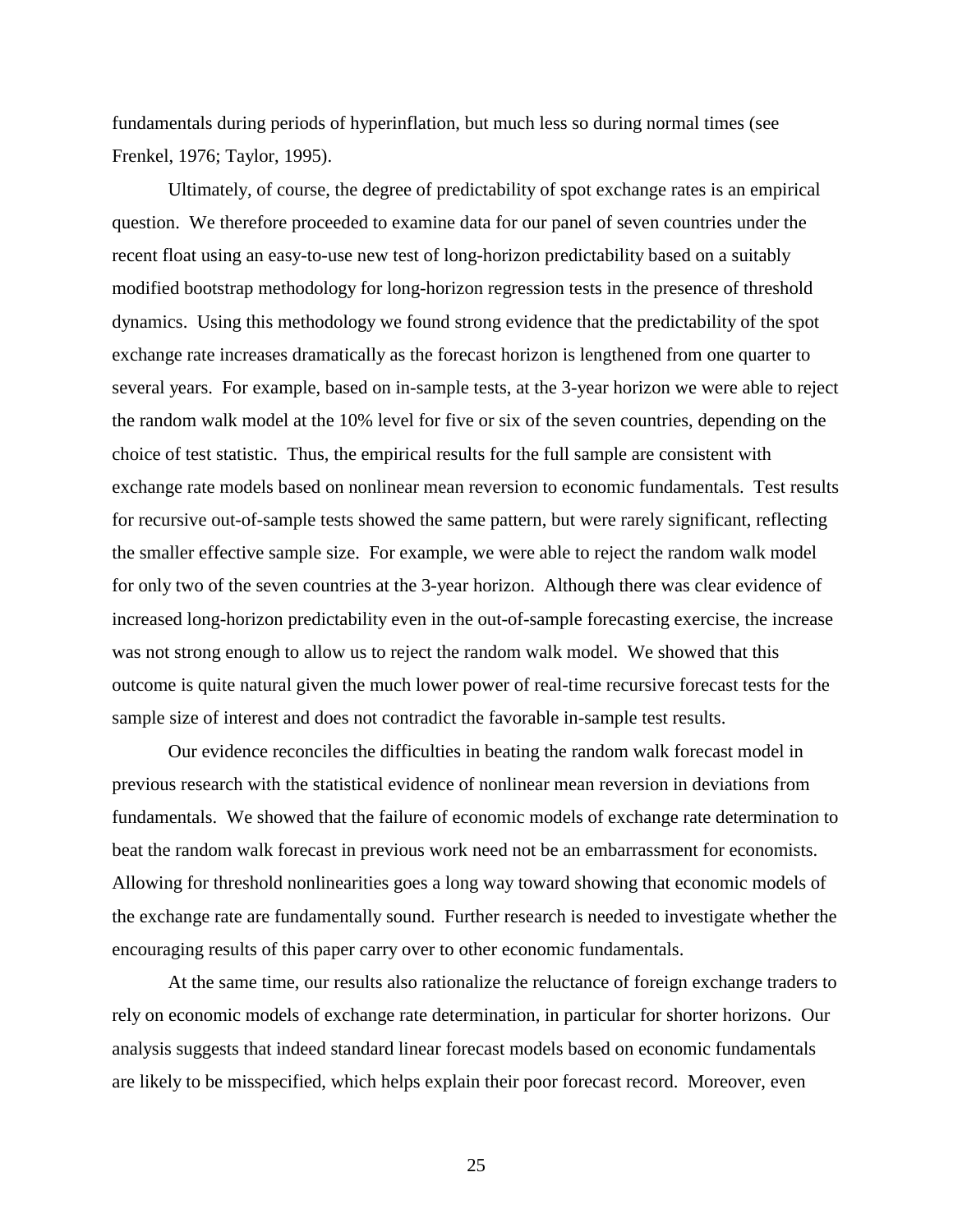fundamentals during periods of hyperinflation, but much less so during normal times (see Frenkel, 1976; Taylor, 1995).

Ultimately, of course, the degree of predictability of spot exchange rates is an empirical question. We therefore proceeded to examine data for our panel of seven countries under the recent float using an easy-to-use new test of long-horizon predictability based on a suitably modified bootstrap methodology for long-horizon regression tests in the presence of threshold dynamics. Using this methodology we found strong evidence that the predictability of the spot exchange rate increases dramatically as the forecast horizon is lengthened from one quarter to several years. For example, based on in-sample tests, at the 3-year horizon we were able to reject the random walk model at the 10% level for five or six of the seven countries, depending on the choice of test statistic. Thus, the empirical results for the full sample are consistent with exchange rate models based on nonlinear mean reversion to economic fundamentals. Test results for recursive out-of-sample tests showed the same pattern, but were rarely significant, reflecting the smaller effective sample size. For example, we were able to reject the random walk model for only two of the seven countries at the 3-year horizon. Although there was clear evidence of increased long-horizon predictability even in the out-of-sample forecasting exercise, the increase was not strong enough to allow us to reject the random walk model. We showed that this outcome is quite natural given the much lower power of real-time recursive forecast tests for the sample size of interest and does not contradict the favorable in-sample test results.

Our evidence reconciles the difficulties in beating the random walk forecast model in previous research with the statistical evidence of nonlinear mean reversion in deviations from fundamentals. We showed that the failure of economic models of exchange rate determination to beat the random walk forecast in previous work need not be an embarrassment for economists. Allowing for threshold nonlinearities goes a long way toward showing that economic models of the exchange rate are fundamentally sound. Further research is needed to investigate whether the encouraging results of this paper carry over to other economic fundamentals.

At the same time, our results also rationalize the reluctance of foreign exchange traders to rely on economic models of exchange rate determination, in particular for shorter horizons. Our analysis suggests that indeed standard linear forecast models based on economic fundamentals are likely to be misspecified, which helps explain their poor forecast record. Moreover, even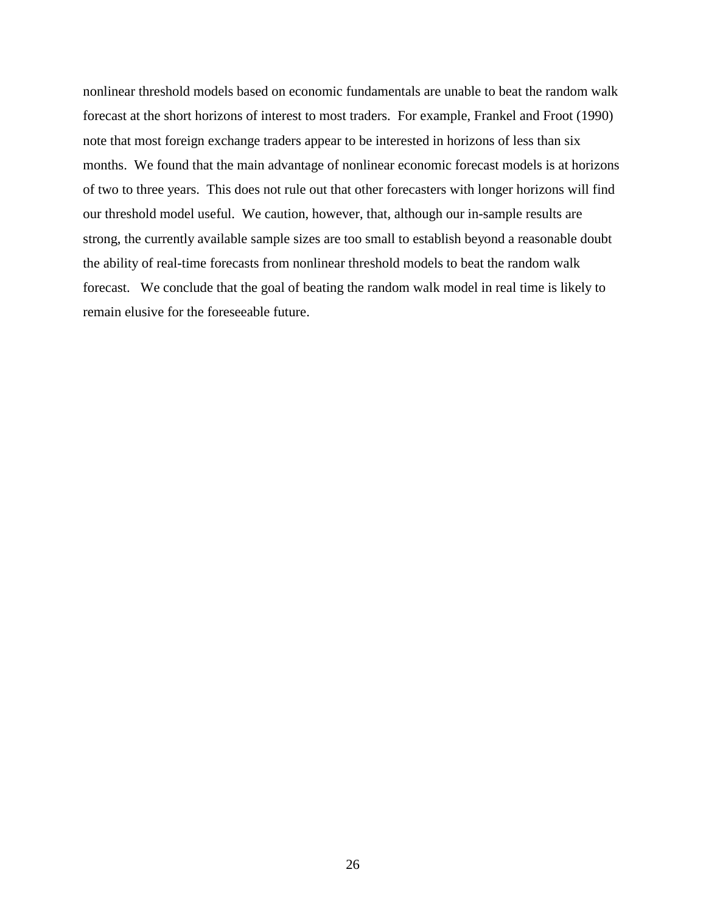nonlinear threshold models based on economic fundamentals are unable to beat the random walk forecast at the short horizons of interest to most traders. For example, Frankel and Froot (1990) note that most foreign exchange traders appear to be interested in horizons of less than six months. We found that the main advantage of nonlinear economic forecast models is at horizons of two to three years. This does not rule out that other forecasters with longer horizons will find our threshold model useful. We caution, however, that, although our in-sample results are strong, the currently available sample sizes are too small to establish beyond a reasonable doubt the ability of real-time forecasts from nonlinear threshold models to beat the random walk forecast. We conclude that the goal of beating the random walk model in real time is likely to remain elusive for the foreseeable future.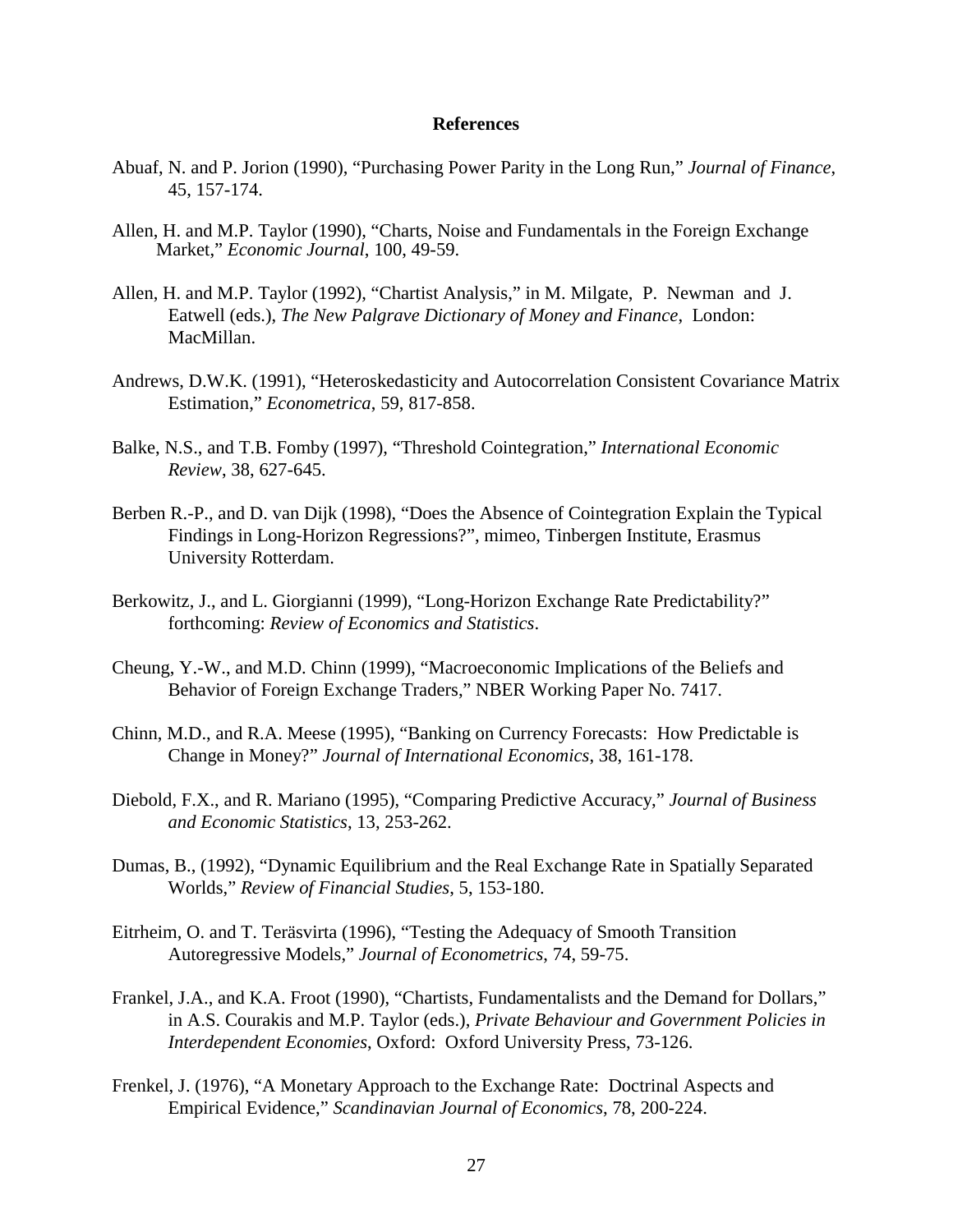## References

Abuaf, N. and P. Jorion (1990), "Purchasing Power Parity in the Long Run," *Journal of Finance*, 45, 157-174.

Allen, H. and M.P. Taylor (1990), "Charts, Noise and Fundamentals in the Foreign Exchange Market," *Economic Journal*, 100, 49-59.

Allen, H. and M.P. Taylor (1992), "Chartist Analysis," in M. Milgate, P. Newman and J. Eatwell (eds.), *The New Palgrave Dictionary of Money and Finance*, London: MacMillan.

Andrews, D.W.K. (1991), "Heteroskedasticity and Autocorrelation Consistent Covariance Matrix Estimation," *Econometrica*, 59, 817-858.

Balke, N.S., and T.B. Fomby (1997), "Threshold Cointegration," *International Economic Review*, 38, 627-645.

Berben R.-P., and D. van Dijk (1998), "Does the Absence of Cointegration Explain the Typical Findings in Long-Horizon Regressions?", mimeo, Tinbergen Institute, Erasmus University Rotterdam.

Berkowitz, J., and L. Giorgianni (1999), "Long-Horizon Exchange Rate Predictability?" forthcoming: *Review of Economics and Statistics*.

Cheung, Y.-W., and M.D. Chinn (1999), "Macroeconomic Implications of the Beliefs and Behavior of Foreign Exchange Traders," NBER Working Paper No. 7417.

Chinn, M.D., and R.A. Meese (1995), "Banking on Currency Forecasts: How Predictable is Change in Money?" *Journal of International Economics*, 38, 161-178.

Diebold, F.X., and R. Mariano (1995), "Comparing Predictive Accuracy," *Journal of Business and Economic Statistics*, 13, 253-262.

Dumas, B., (1992), "Dynamic Equilibrium and the Real Exchange Rate in Spatially Separated Worlds," *Review of Financial Studies*, 5, 153-180.

Eitrheim, O. and T. Teräsvirta (1996), "Testing the Adequacy of Smooth Transition Autoregressive Models," *Journal of Econometrics*, 74, 59-75.

Frankel, J.A., and K.A. Froot (1990), "Chartists, Fundamentalists and the Demand for Dollars," in A.S. Courakis and M.P. Taylor (eds.), *Private Behaviour and Government Policies in Interdependent Economies*, Oxford: Oxford University Press, 73-126.

Frenkel, J. (1976), "A Monetary Approach to the Exchange Rate: Doctrinal Aspects and Empirical Evidence," *Scandinavian Journal of Economics*, 78, 200-224.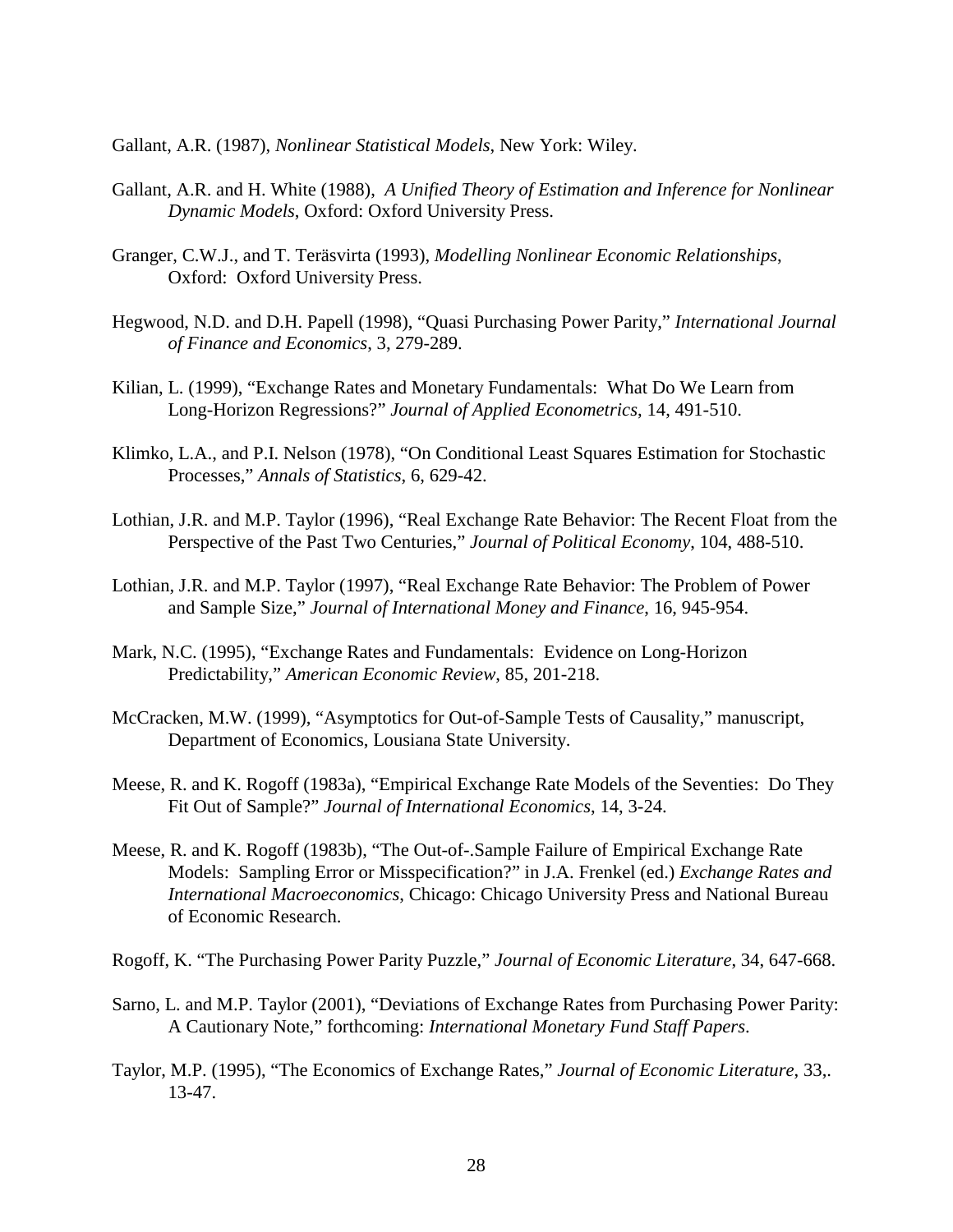Gallant, A.R. (1987), *Nonlinear Statistical Models*, New York: Wiley.

Gallant, A.R. and H. White (1988), *A Unified Theory of Estimation and Inference for Nonlinear Dynamic Models*, Oxford: Oxford University Press.

Granger, C.W.J., and T. Teräsvirta (1993), *Modelling Nonlinear Economic Relationships*, Oxford: Oxford University Press.

Hegwood, N.D. and D.H. Papell (1998), "Quasi Purchasing Power Parity," *International Journal of Finance and Economics*, 3, 279-289.

Kilian, L. (1999), "Exchange Rates and Monetary Fundamentals: What Do We Learn from Long-Horizon Regressions?" *Journal of Applied Econometrics*, 14, 491-510.

Klimko, L.A., and P.I. Nelson (1978), "On Conditional Least Squares Estimation for Stochastic Processes," *Annals of Statistics*, 6, 629-42.

Lothian, J.R. and M.P. Taylor (1996), "Real Exchange Rate Behavior: The Recent Float from the Perspective of the Past Two Centuries," *Journal of Political Economy*, 104, 488-510.

Lothian, J.R. and M.P. Taylor (1997), "Real Exchange Rate Behavior: The Problem of Power and Sample Size," *Journal of International Money and Finance*, 16, 945-954.

Mark, N.C. (1995), "Exchange Rates and Fundamentals: Evidence on Long-Horizon Predictability," *American Economic Review*, 85, 201-218.

McCracken, M.W. (1999), "Asymptotics for Out-of-Sample Tests of Causality," manuscript, Department of Economics, Lousiana State University.

Meese, R. and K. Rogoff (1983a), "Empirical Exchange Rate Models of the Seventies: Do They Fit Out of Sample?" *Journal of International Economics*, 14, 3-24.

Meese, R. and K. Rogoff (1983b), "The Out-of-.Sample Failure of Empirical Exchange Rate Models: Sampling Error or Misspecification?" in J.A. Frenkel (ed.) *Exchange Rates and International Macroeconomics*, Chicago: Chicago University Press and National Bureau of Economic Research.

Rogoff, K. "The Purchasing Power Parity Puzzle," *Journal of Economic Literature*, 34, 647-668.

Sarno, L. and M.P. Taylor (2001), "Deviations of Exchange Rates from Purchasing Power Parity: A Cautionary Note," forthcoming: *International Monetary Fund Staff Papers*.

Taylor, M.P. (1995), "The Economics of Exchange Rates," *Journal of Economic Literature*, 33,. 13-47.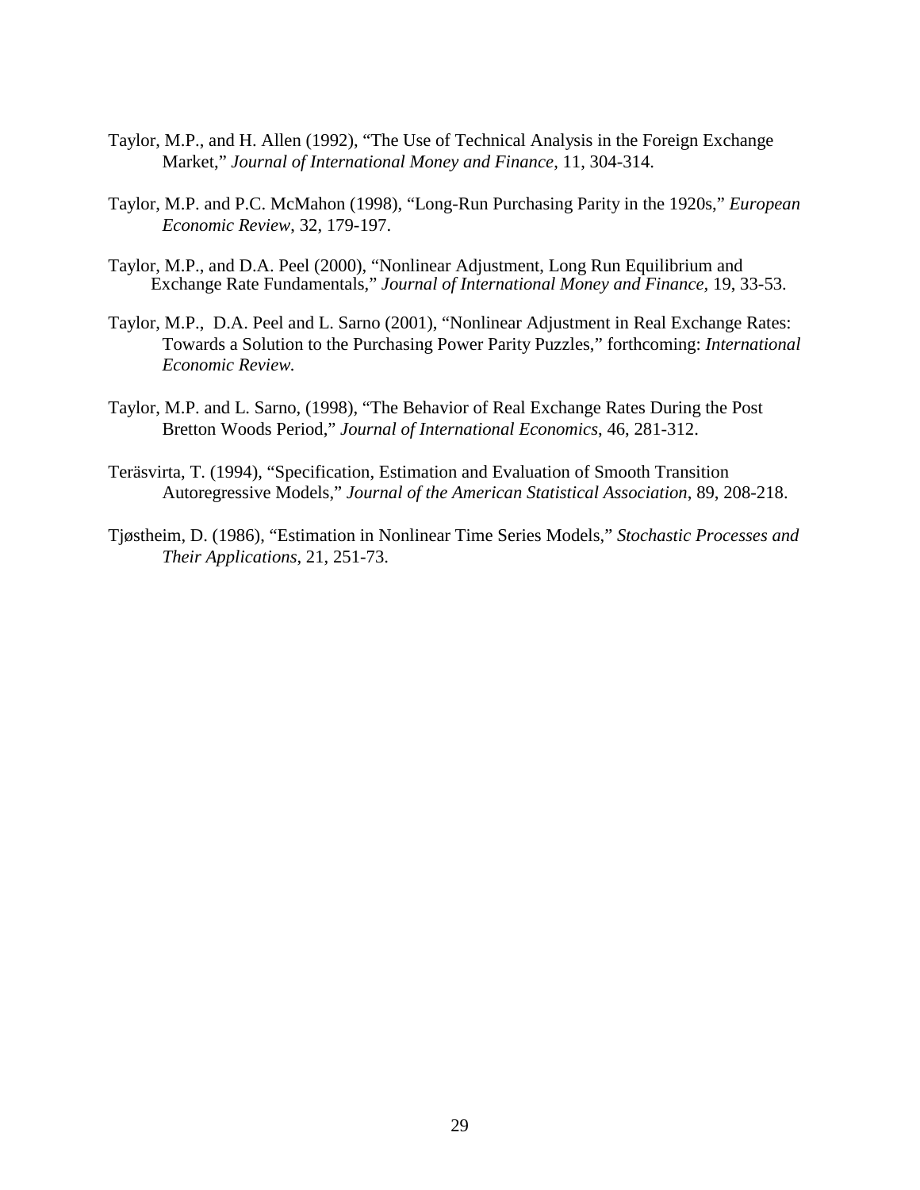Taylor, M.P., and H. Allen (1992), "The Use of Technical Analysis in the Foreign Exchange Market," *Journal of International Money and Finance*, 11, 304-314.

Taylor, M.P. and P.C. McMahon (1998), "Long-Run Purchasing Parity in the 1920s," *European Economic Review*, 32, 179-197.

Taylor, M.P., and D.A. Peel (2000), "Nonlinear Adjustment, Long Run Equilibrium and Exchange Rate Fundamentals," *Journal of International Money and Finance*, 19, 33-53.

Taylor, M.P., D.A. Peel and L. Sarno (2001), "Nonlinear Adjustment in Real Exchange Rates: Towards a Solution to the Purchasing Power Parity Puzzles," forthcoming: *International Economic Review.*

Taylor, M.P. and L. Sarno, (1998), "The Behavior of Real Exchange Rates During the Post Bretton Woods Period," *Journal of International Economics*, 46, 281-312.

Teräsvirta, T. (1994), "Specification, Estimation and Evaluation of Smooth Transition Autoregressive Models," *Journal of the American Statistical Association*, 89, 208-218.

Tjøstheim, D. (1986), "Estimation in Nonlinear Time Series Models," *Stochastic Processes and Their Applications*, 21, 251-73.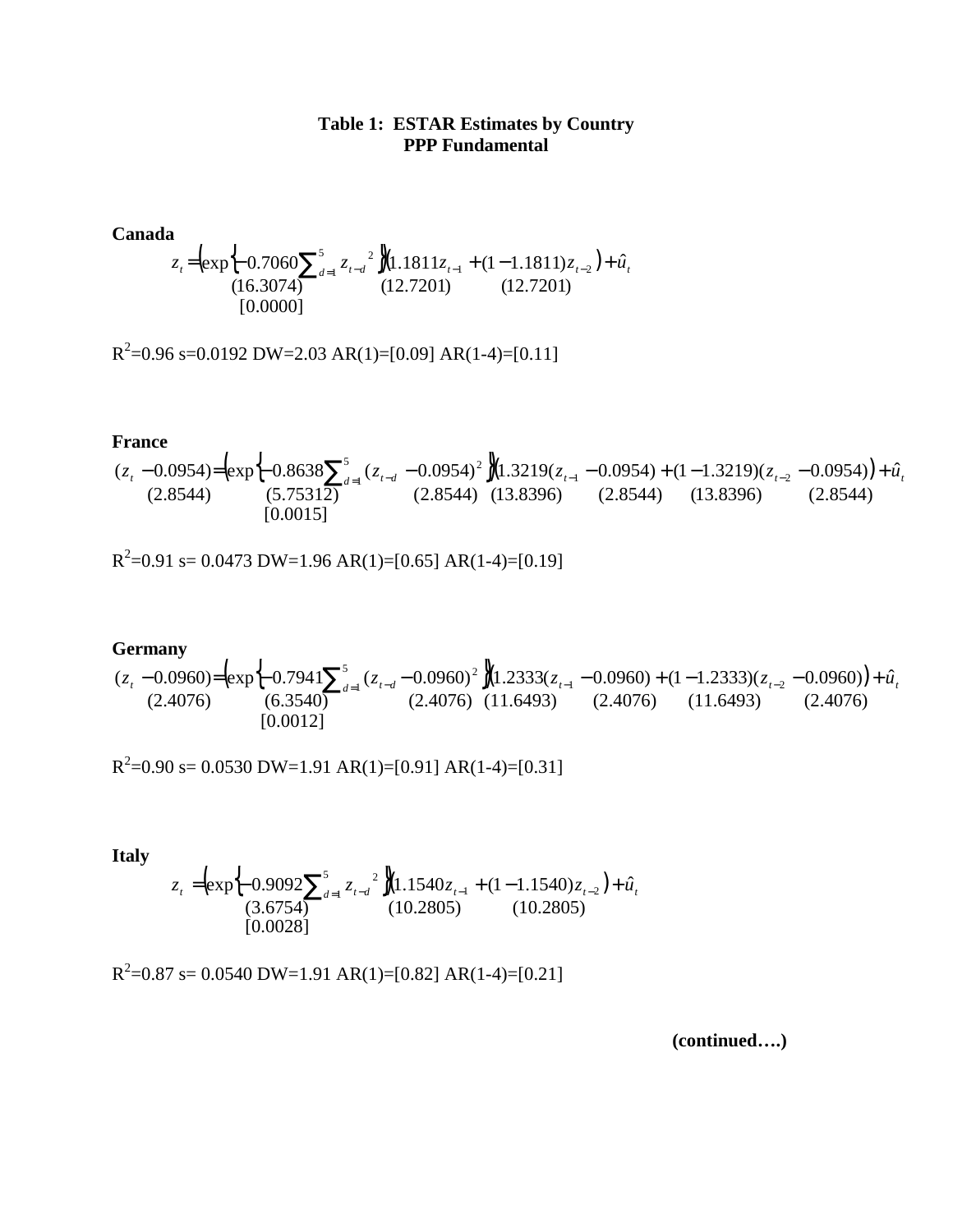**Table 1: ESTAR Estimates by Country**
**PPP Fundamental**

**Canada**

$$z_t = \left( \exp\left\{ \underset{\substack{(16.3074)\\[0.0000]}}{-0.7060} \sum_{d=1}^{5} z_{t-d}^{2} \right\} \right) \left( \underset{(12.7201)}{1.1811} z_{t-1} + (1 - \underset{(12.7201)}{1.1811}) z_{t-2} \right) + \hat{u}_t$$

$R^2$=0.96 s=0.0192 DW=2.03 AR(1)=[0.09] AR(1-4)=[0.11]

**France**

$$(z_t - \underset{(2.8544)}{0.0954}) = \left( \exp\left\{ \underset{\substack{(5.75312)\\[0.0015]}}{-0.8638} \sum_{d=1}^{5} (z_{t-d} - \underset{(2.8544)}{0.0954})^2 \right\} \right) \left( \underset{(13.8396)}{1.3219} (z_{t-1} - \underset{(2.8544)}{0.0954}) + (1 - \underset{(13.8396)}{1.3219})(z_{t-2} - \underset{(2.8544)}{0.0954}) \right) + \hat{u}_t$$

$R^2$=0.91 s= 0.0473 DW=1.96 AR(1)=[0.65] AR(1-4)=[0.19]

**Germany**

$$(z_t - \underset{(2.4076)}{0.0960}) = \left( \exp\left\{ \underset{\substack{(6.3540)\\[0.0012]}}{-0.7941} \sum_{d=1}^{5} (z_{t-d} - \underset{(2.4076)}{0.0960})^2 \right\} \right) \left( \underset{(11.6493)}{1.2333} (z_{t-1} - \underset{(2.4076)}{0.0960}) + (1 - \underset{(11.6493)}{1.2333})(z_{t-2} - \underset{(2.4076)}{0.0960}) \right) + \hat{u}_t$$

$R^2$=0.90 s= 0.0530 DW=1.91 AR(1)=[0.91] AR(1-4)=[0.31]

**Italy**

$$z_t = \left( \exp\left\{ \underset{\substack{(3.6754)\\[0.0028]}}{-0.9092} \sum_{d=1}^{5} z_{t-d}^{2} \right\} \right) \left( \underset{(10.2805)}{1.1540} z_{t-1} + (1 - \underset{(10.2805)}{1.1540}) z_{t-2} \right) + \hat{u}_t$$

$R^2$=0.87 s= 0.0540 DW=1.91 AR(1)=[0.82] AR(1-4)=[0.21]

**(continued….)**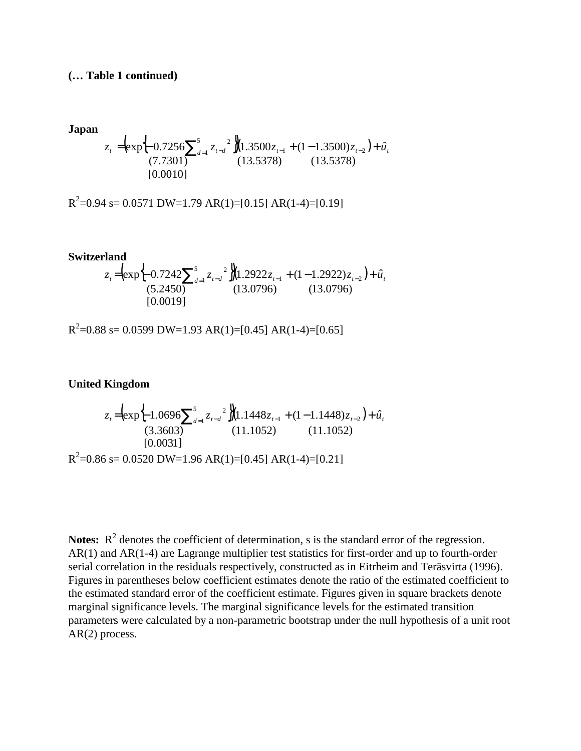**(… Table 1 continued)**

**Japan**

$$z_t = \left(\exp\left\{-\underset{\substack{(7.7301)\\[0.0010]}}{0.7256}\sum_{d=1}^{5} z_{t-d}^{\;2}\right\}\right)\left(\underset{(13.5378)}{1.3500}z_{t-1} + (1-\underset{(13.5378)}{1.3500})z_{t-2}\right) + \hat{u}_t$$

$R^2$=0.94 s= 0.0571 DW=1.79 AR(1)=[0.15] AR(1-4)=[0.19]

**Switzerland**

$$z_t = \left(\exp\left\{-\underset{\substack{(5.2450)\\[0.0019]}}{0.7242}\sum_{d=1}^{5} z_{t-d}^{\;2}\right\}\right)\left(\underset{(13.0796)}{1.2922}z_{t-1} + (1-\underset{(13.0796)}{1.2922})z_{t-2}\right) + \hat{u}_t$$

$R^2$=0.88 s= 0.0599 DW=1.93 AR(1)=[0.45] AR(1-4)=[0.65]

**United Kingdom**

$$z_t = \left(\exp\left\{-\underset{\substack{(3.3603)\\[0.0031]}}{1.0696}\sum_{d=1}^{5} z_{t-d}^{\;2}\right\}\right)\left(\underset{(11.1052)}{1.1448}z_{t-1} + (1-\underset{(11.1052)}{1.1448})z_{t-2}\right) + \hat{u}_t$$

$R^2$=0.86 s= 0.0520 DW=1.96 AR(1)=[0.45] AR(1-4)=[0.21]

**Notes:** $R^2$ denotes the coefficient of determination, s is the standard error of the regression. AR(1) and AR(1-4) are Lagrange multiplier test statistics for first-order and up to fourth-order serial correlation in the residuals respectively, constructed as in Eitrheim and Teräsvirta (1996). Figures in parentheses below coefficient estimates denote the ratio of the estimated coefficient to the estimated standard error of the coefficient estimate. Figures given in square brackets denote marginal significance levels. The marginal significance levels for the estimated transition parameters were calculated by a non-parametric bootstrap under the null hypothesis of a unit root AR(2) process.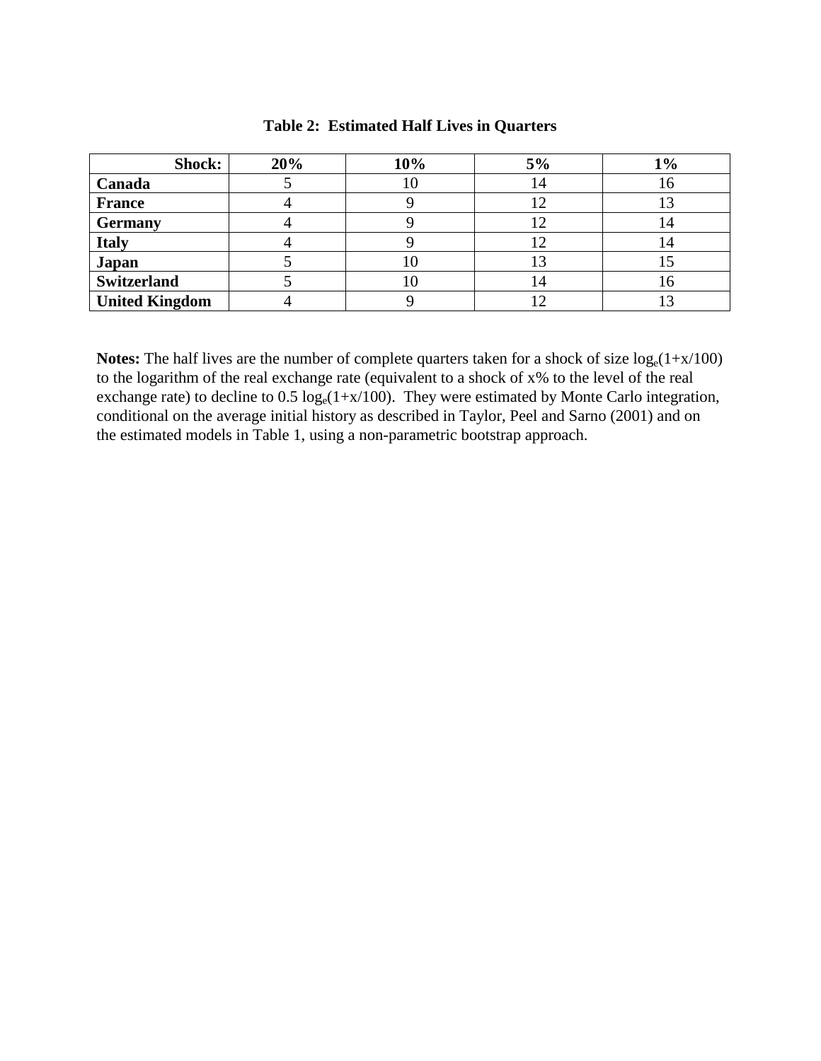**Table 2: Estimated Half Lives in Quarters**

| **Shock:** | **20%** | **10%** | **5%** | **1%** |
|---|---|---|---|---|
| **Canada** | 5 | 10 | 14 | 16 |
| **France** | 4 | 9 | 12 | 13 |
| **Germany** | 4 | 9 | 12 | 14 |
| **Italy** | 4 | 9 | 12 | 14 |
| **Japan** | 5 | 10 | 13 | 15 |
| **Switzerland** | 5 | 10 | 14 | 16 |
| **United Kingdom** | 4 | 9 | 12 | 13 |

**Notes:** The half lives are the number of complete quarters taken for a shock of size $\log_e(1+x/100)$ to the logarithm of the real exchange rate (equivalent to a shock of x% to the level of the real exchange rate) to decline to $0.5 \log_e(1+x/100)$. They were estimated by Monte Carlo integration, conditional on the average initial history as described in Taylor, Peel and Sarno (2001) and on the estimated models in Table 1, using a non-parametric bootstrap approach.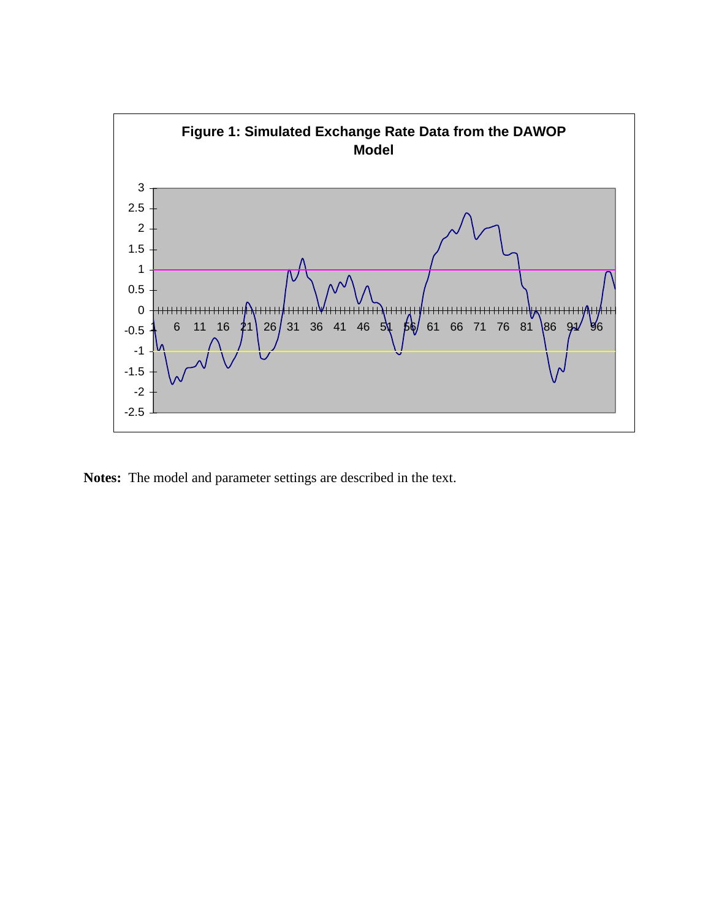**Figure 1: Simulated Exchange Rate Data from the DAWOP Model**

**Notes:** The model and parameter settings are described in the text.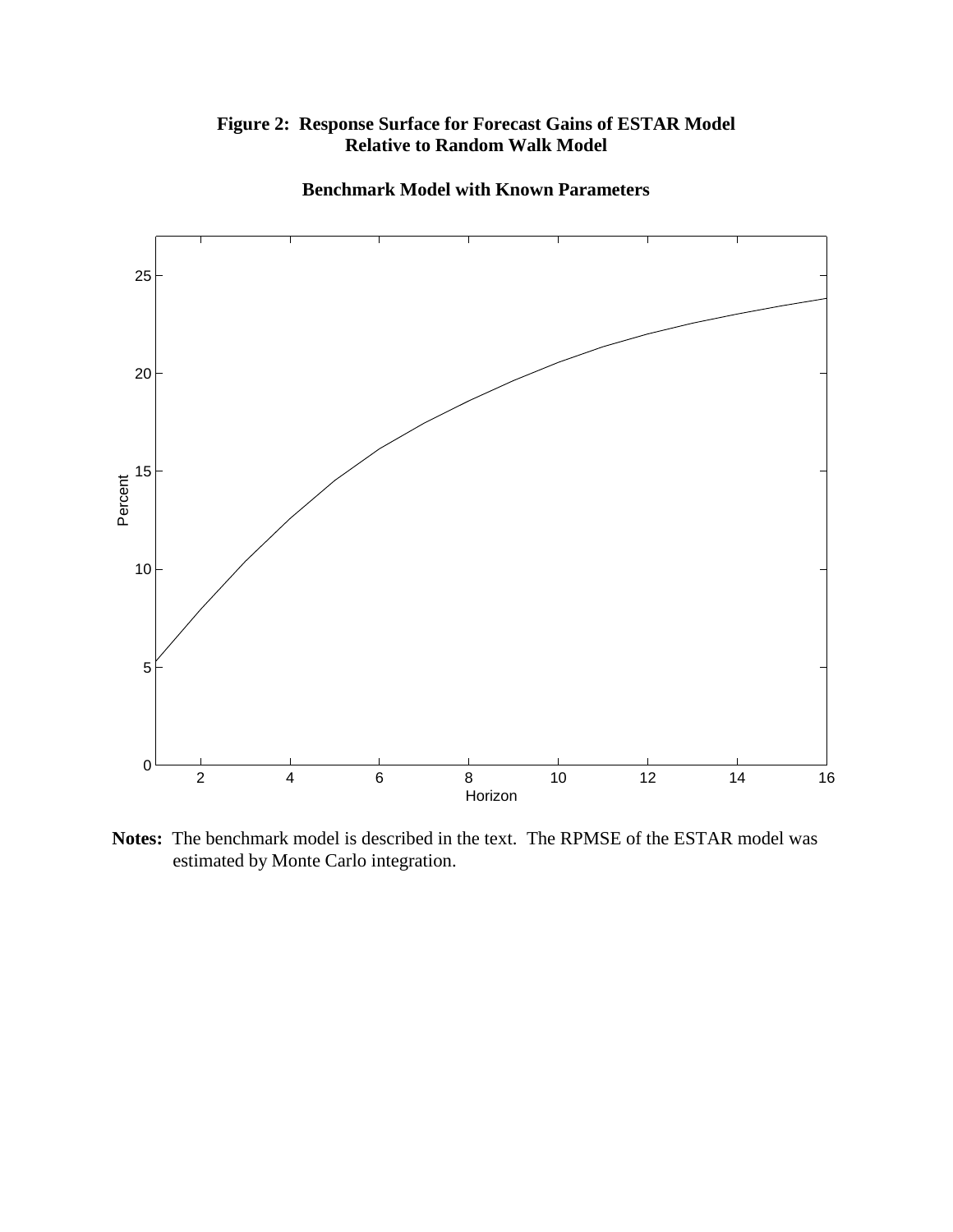**Figure 2: Response Surface for Forecast Gains of ESTAR Model Relative to Random Walk Model**

**Benchmark Model with Known Parameters**

**Notes:** The benchmark model is described in the text. The RPMSE of the ESTAR model was estimated by Monte Carlo integration.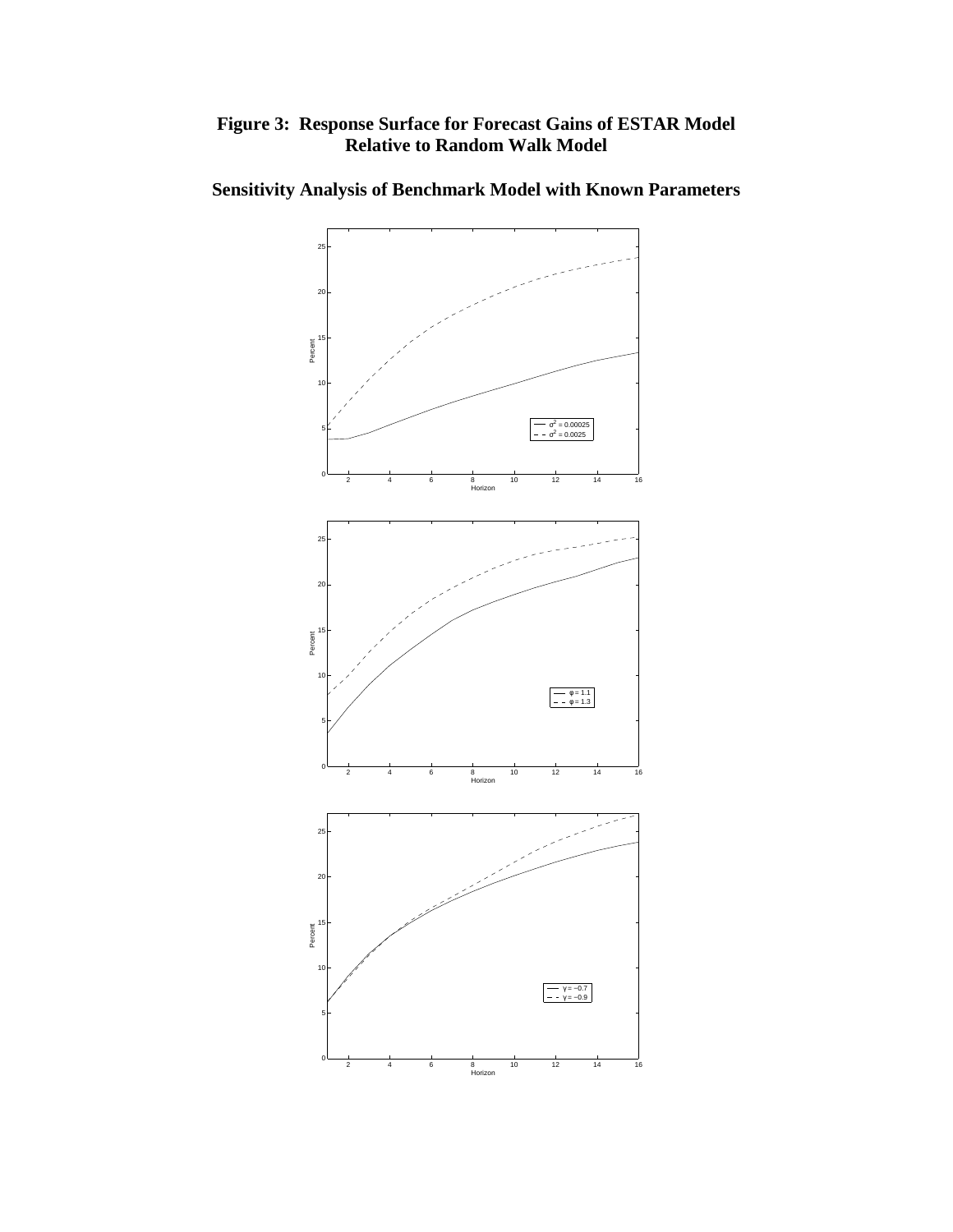# Figure 3: Response Surface for Forecast Gains of ESTAR Model Relative to Random Walk Model

## Sensitivity Analysis of Benchmark Model with Known Parameters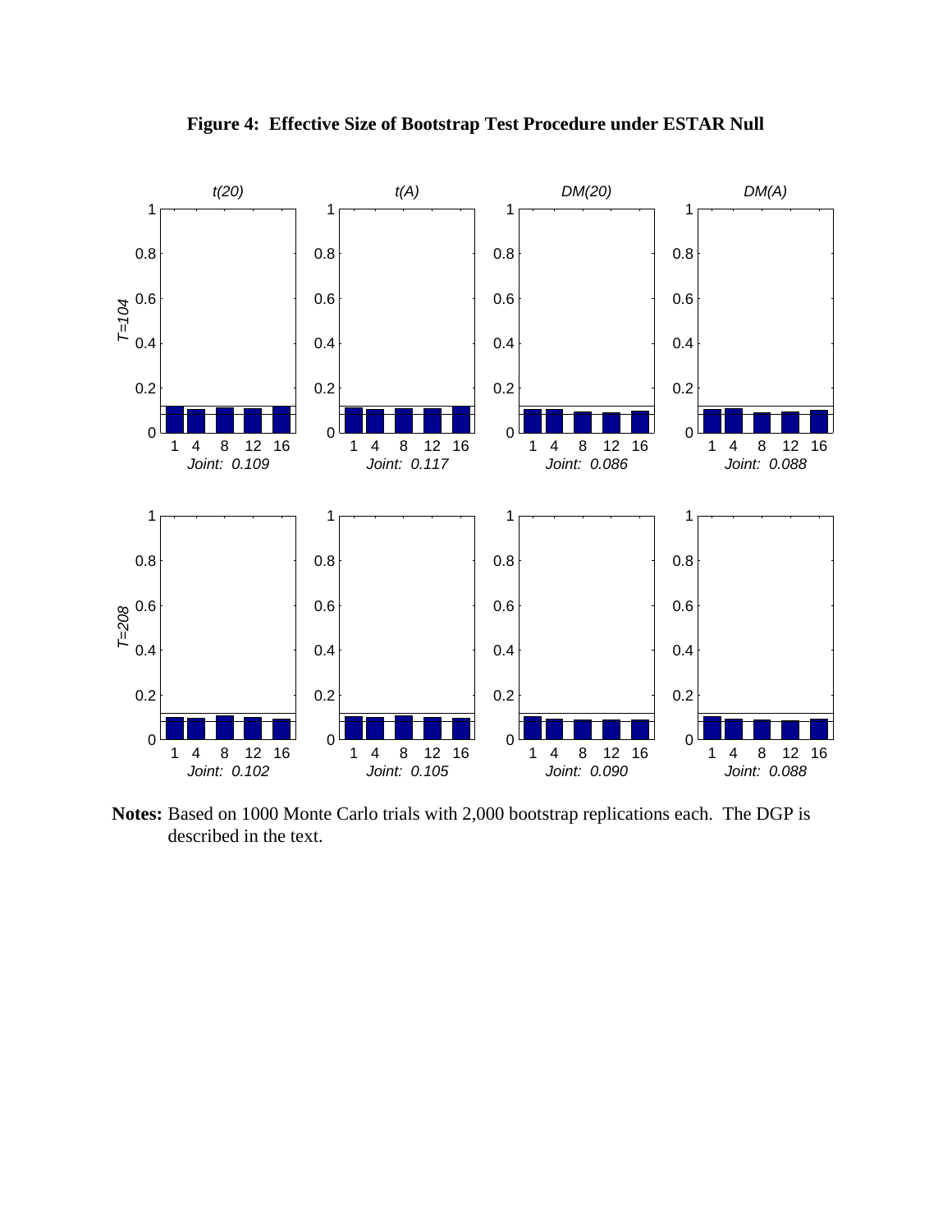**Figure 4: Effective Size of Bootstrap Test Procedure under ESTAR Null**

*t(20)* — *T=104*: Joint: 0.109; *T=208*: Joint: 0.102

*t(A)* — *T=104*: Joint: 0.117; *T=208*: Joint: 0.105

*DM(20)* — *T=104*: Joint: 0.086; *T=208*: Joint: 0.090

*DM(A)* — *T=104*: Joint: 0.088; *T=208*: Joint: 0.088

**Notes:** Based on 1000 Monte Carlo trials with 2,000 bootstrap replications each. The DGP is described in the text.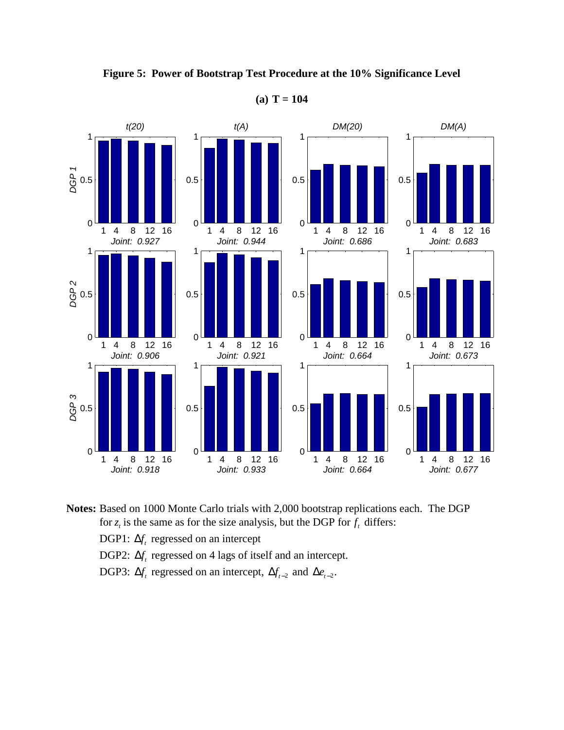**Figure 5: Power of Bootstrap Test Procedure at the 10% Significance Level**

**(a) T = 104**

| | t(20) | t(A) | DM(20) | DM(A) |
|---|---|---|---|---|
| DGP 1 | Joint: 0.927 | Joint: 0.944 | Joint: 0.686 | Joint: 0.683 |
| DGP 2 | Joint: 0.906 | Joint: 0.921 | Joint: 0.664 | Joint: 0.673 |
| DGP 3 | Joint: 0.918 | Joint: 0.933 | Joint: 0.664 | Joint: 0.677 |

**Notes:** Based on 1000 Monte Carlo trials with 2,000 bootstrap replications each. The DGP for $z_t$ is the same as for the size analysis, but the DGP for $f_t$ differs:

DGP1: $\Delta f_t$ regressed on an intercept

DGP2: $\Delta f_t$ regressed on 4 lags of itself and an intercept.

DGP3: $\Delta f_t$ regressed on an intercept, $\Delta f_{t-2}$ and $\Delta e_{t-2}$.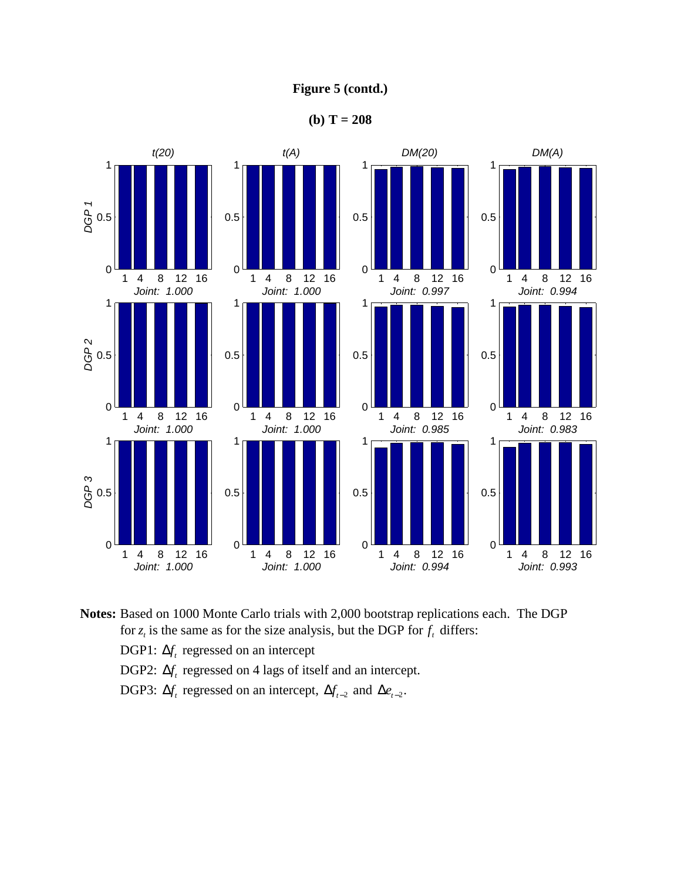**Figure 5 (contd.)**

**(b) T = 208**

| | t(20) | t(A) | DM(20) | DM(A) |
|---|---|---|---|---|
| DGP 1 | Joint: 1.000 | Joint: 1.000 | Joint: 0.997 | Joint: 0.994 |
| DGP 2 | Joint: 1.000 | Joint: 1.000 | Joint: 0.985 | Joint: 0.983 |
| DGP 3 | Joint: 1.000 | Joint: 1.000 | Joint: 0.994 | Joint: 0.993 |

**Notes:** Based on 1000 Monte Carlo trials with 2,000 bootstrap replications each. The DGP for $z_t$ is the same as for the size analysis, but the DGP for $f_t$ differs:

DGP1: $\Delta f_t$ regressed on an intercept

DGP2: $\Delta f_t$ regressed on 4 lags of itself and an intercept.

DGP3: $\Delta f_t$ regressed on an intercept, $\Delta f_{t-2}$ and $\Delta e_{t-2}$.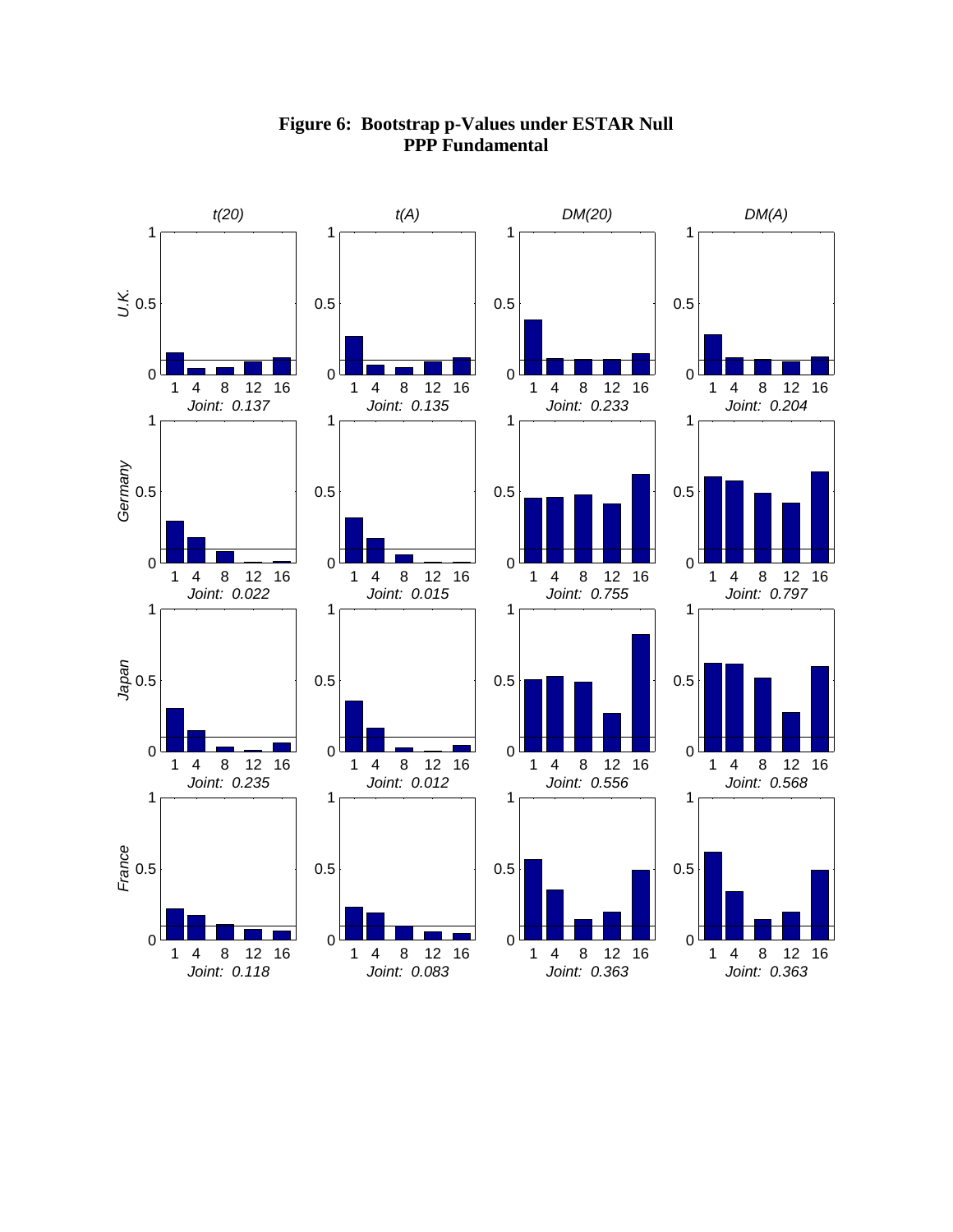**Figure 6: Bootstrap p-Values under ESTAR Null**
**PPP Fundamental**

| | t(20) | t(A) | DM(20) | DM(A) |
|---|---|---|---|---|
| U.K. | *Joint: 0.137* | *Joint: 0.135* | *Joint: 0.233* | *Joint: 0.204* |
| Germany | *Joint: 0.022* | *Joint: 0.015* | *Joint: 0.755* | *Joint: 0.797* |
| Japan | *Joint: 0.235* | *Joint: 0.012* | *Joint: 0.556* | *Joint: 0.568* |
| France | *Joint: 0.118* | *Joint: 0.083* | *Joint: 0.363* | *Joint: 0.363* |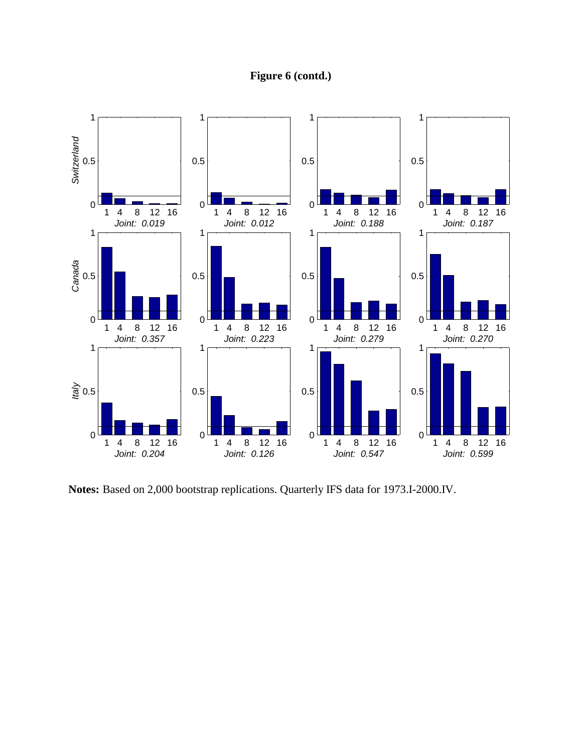**Figure 6 (contd.)**

| | | | | |
|---|---|---|---|---|
| Switzerland | Joint: 0.019 | Joint: 0.012 | Joint: 0.188 | Joint: 0.187 |
| Canada | Joint: 0.357 | Joint: 0.223 | Joint: 0.279 | Joint: 0.270 |
| Italy | Joint: 0.204 | Joint: 0.126 | Joint: 0.547 | Joint: 0.599 |

**Notes:** Based on 2,000 bootstrap replications. Quarterly IFS data for 1973.I-2000.IV.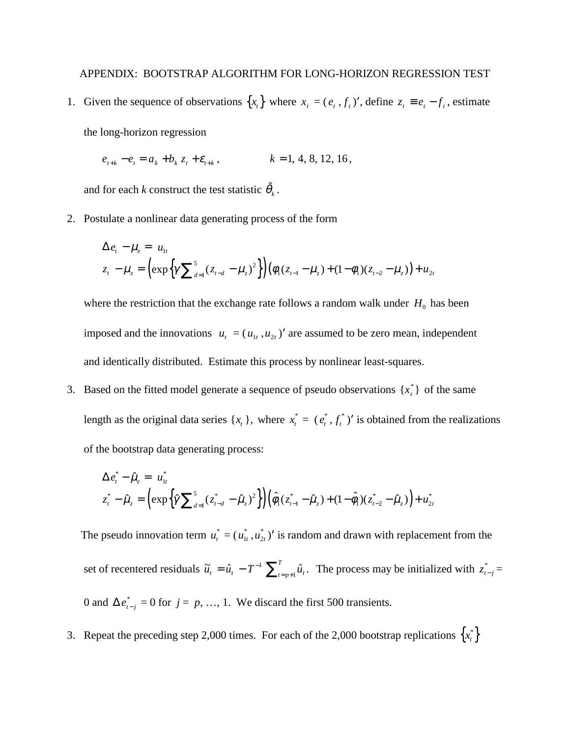APPENDIX: BOOTSTRAP ALGORITHM FOR LONG-HORIZON REGRESSION TEST

1. Given the sequence of observations $\{x_t\}$ where $x_t = (e_t, f_t)'$, define $z_t \equiv e_t - f_t$, estimate the long-horizon regression

   $$e_{t+k} - e_t = a_k + b_k z_t + \varepsilon_{t+k}, \qquad k = 1, 4, 8, 12, 16,$$

   and for each *k* construct the test statistic $\hat{\theta}_k$.

2. Postulate a nonlinear data generating process of the form

   $$\Delta e_t - \mu_e = u_{1t}$$
   $$z_t - \mu_z = \left(\exp\left\{\gamma \sum_{d=1}^{5} (z_{t-d} - \mu_z)^2\right\}\right)\left(\phi_1 (z_{t-1} - \mu_z) + (1-\phi_1)(z_{t-2} - \mu_z)\right) + u_{2t}$$

   where the restriction that the exchange rate follows a random walk under $H_0$ has been imposed and the innovations $u_t = (u_{1t}, u_{2t})'$ are assumed to be zero mean, independent and identically distributed. Estimate this process by nonlinear least-squares.

3. Based on the fitted model generate a sequence of pseudo observations $\{x_t^*\}$ of the same length as the original data series $\{x_t\}$, where $x_t^* = (e_t^*, f_t^*)'$ is obtained from the realizations of the bootstrap data generating process:

   $$\Delta e_t^* - \hat{\mu}_e = u_{1t}^*$$
   $$z_t^* - \hat{\mu}_z = \left(\exp\left\{\hat{\gamma} \sum_{d=1}^{5} (z_{t-d}^* - \hat{\mu}_z)^2\right\}\right)\left(\hat{\phi}_1 (z_{t-1}^* - \hat{\mu}_z) + (1-\hat{\phi}_1)(z_{t-2}^* - \hat{\mu}_z)\right) + u_{2t}^*$$

   The pseudo innovation term $u_t^* = (u_{1t}^*, u_{2t}^*)'$ is random and drawn with replacement from the set of recentered residuals $\tilde{u}_t = \hat{u}_t - T^{-1} \sum_{t=p+1}^{T} \hat{u}_t$. The process may be initialized with $z_{t-j}^* = 0$ and $\Delta e_{t-j}^* = 0$ for $j = p, \ldots, 1$. We discard the first 500 transients.

3. Repeat the preceding step 2,000 times. For each of the 2,000 bootstrap replications $\{x_t^*\}$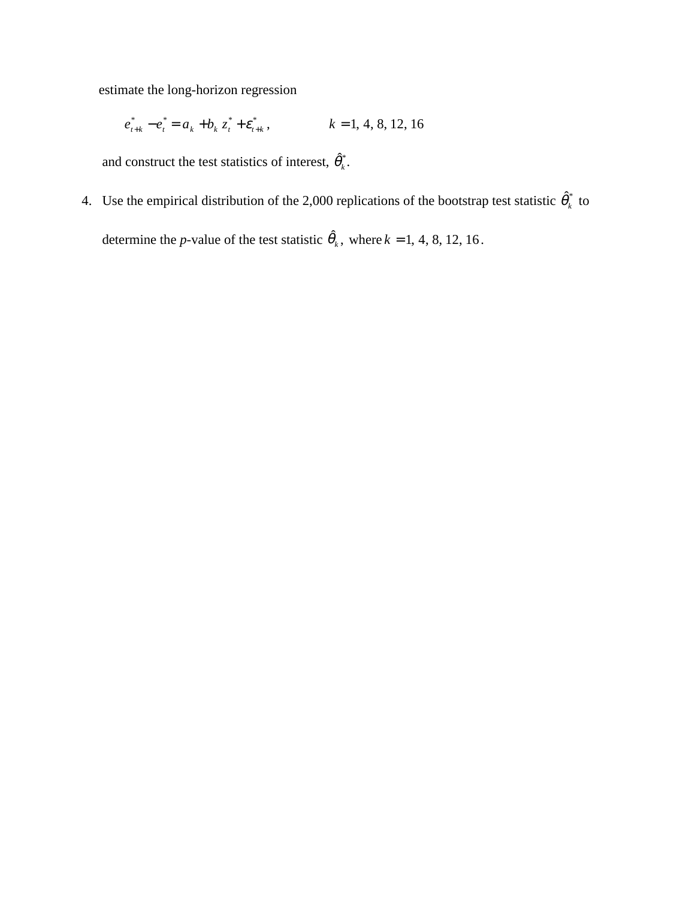estimate the long-horizon regression

$$e^*_{t+k} - e^*_t = a_k + b_k z^*_t + \varepsilon^*_{t+k}, \qquad k = 1, 4, 8, 12, 16$$

and construct the test statistics of interest, $\hat{\theta}^*_k$.

4. Use the empirical distribution of the 2,000 replications of the bootstrap test statistic $\hat{\theta}^*_k$ to determine the *p*-value of the test statistic $\hat{\theta}_k$, where $k = 1, 4, 8, 12, 16$.